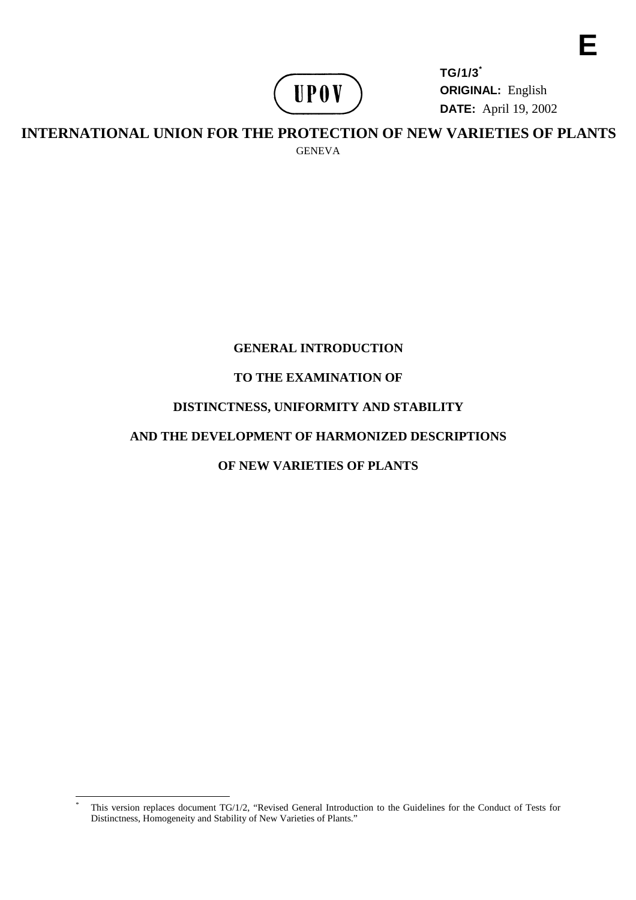**E**

**TG/1/3***
**ORIGINAL:** English
**DATE:** April 19, 2002

UPOV

# INTERNATIONAL UNION FOR THE PROTECTION OF NEW VARIETIES OF PLANTS

GENEVA

## GENERAL INTRODUCTION TO THE EXAMINATION OF DISTINCTNESS, UNIFORMITY AND STABILITY AND THE DEVELOPMENT OF HARMONIZED DESCRIPTIONS OF NEW VARIETIES OF PLANTS

---

* This version replaces document TG/1/2, "Revised General Introduction to the Guidelines for the Conduct of Tests for Distinctness, Homogeneity and Stability of New Varieties of Plants."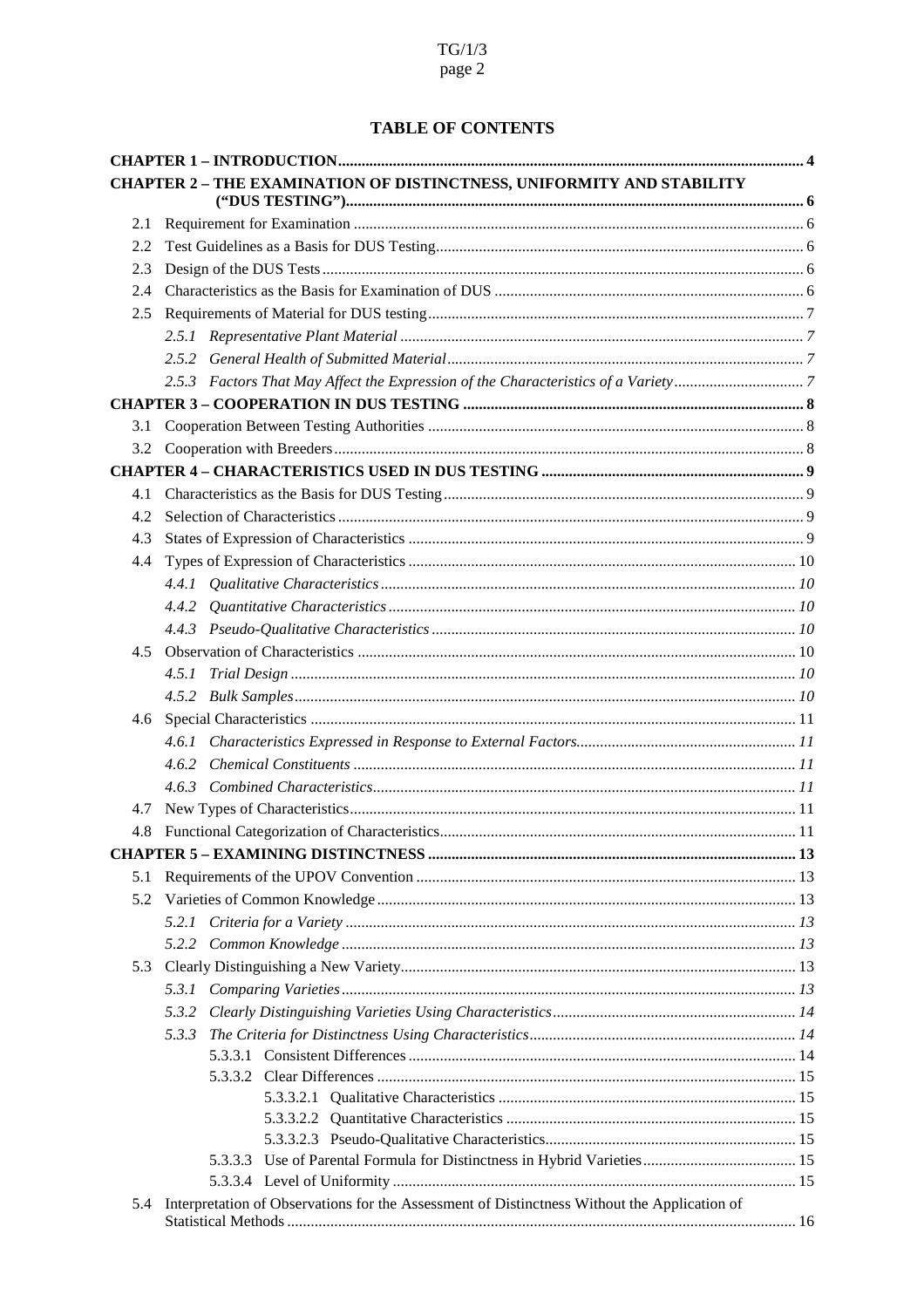## TABLE OF CONTENTS

**CHAPTER 1 – INTRODUCTION** ..... 4

**CHAPTER 2 – THE EXAMINATION OF DISTINCTNESS, UNIFORMITY AND STABILITY ("DUS TESTING")** ..... 6

- 2.1 Requirement for Examination ..... 6
- 2.2 Test Guidelines as a Basis for DUS Testing ..... 6
- 2.3 Design of the DUS Tests ..... 6
- 2.4 Characteristics as the Basis for Examination of DUS ..... 6
- 2.5 Requirements of Material for DUS testing ..... 7
  - *2.5.1 Representative Plant Material* ..... 7
  - *2.5.2 General Health of Submitted Material* ..... 7
  - *2.5.3 Factors That May Affect the Expression of the Characteristics of a Variety* ..... 7

**CHAPTER 3 – COOPERATION IN DUS TESTING** ..... 8

- 3.1 Cooperation Between Testing Authorities ..... 8
- 3.2 Cooperation with Breeders ..... 8

**CHAPTER 4 – CHARACTERISTICS USED IN DUS TESTING** ..... 9

- 4.1 Characteristics as the Basis for DUS Testing ..... 9
- 4.2 Selection of Characteristics ..... 9
- 4.3 States of Expression of Characteristics ..... 9
- 4.4 Types of Expression of Characteristics ..... 10
  - *4.4.1 Qualitative Characteristics* ..... 10
  - *4.4.2 Quantitative Characteristics* ..... 10
  - *4.4.3 Pseudo-Qualitative Characteristics* ..... 10
- 4.5 Observation of Characteristics ..... 10
  - *4.5.1 Trial Design* ..... 10
  - *4.5.2 Bulk Samples* ..... 10
- 4.6 Special Characteristics ..... 11
  - *4.6.1 Characteristics Expressed in Response to External Factors* ..... 11
  - *4.6.2 Chemical Constituents* ..... 11
  - *4.6.3 Combined Characteristics* ..... 11
- 4.7 New Types of Characteristics ..... 11
- 4.8 Functional Categorization of Characteristics ..... 11

**CHAPTER 5 – EXAMINING DISTINCTNESS** ..... 13

- 5.1 Requirements of the UPOV Convention ..... 13
- 5.2 Varieties of Common Knowledge ..... 13
  - *5.2.1 Criteria for a Variety* ..... 13
  - *5.2.2 Common Knowledge* ..... 13
- 5.3 Clearly Distinguishing a New Variety ..... 13
  - *5.3.1 Comparing Varieties* ..... 13
  - *5.3.2 Clearly Distinguishing Varieties Using Characteristics* ..... 14
  - *5.3.3 The Criteria for Distinctness Using Characteristics* ..... 14
    - 5.3.3.1 Consistent Differences ..... 14
    - 5.3.3.2 Clear Differences ..... 15
      - 5.3.3.2.1 Qualitative Characteristics ..... 15
      - 5.3.3.2.2 Quantitative Characteristics ..... 15
      - 5.3.3.2.3 Pseudo-Qualitative Characteristics ..... 15
    - 5.3.3.3 Use of Parental Formula for Distinctness in Hybrid Varieties ..... 15
    - 5.3.3.4 Level of Uniformity ..... 15
- 5.4 Interpretation of Observations for the Assessment of Distinctness Without the Application of Statistical Methods ..... 16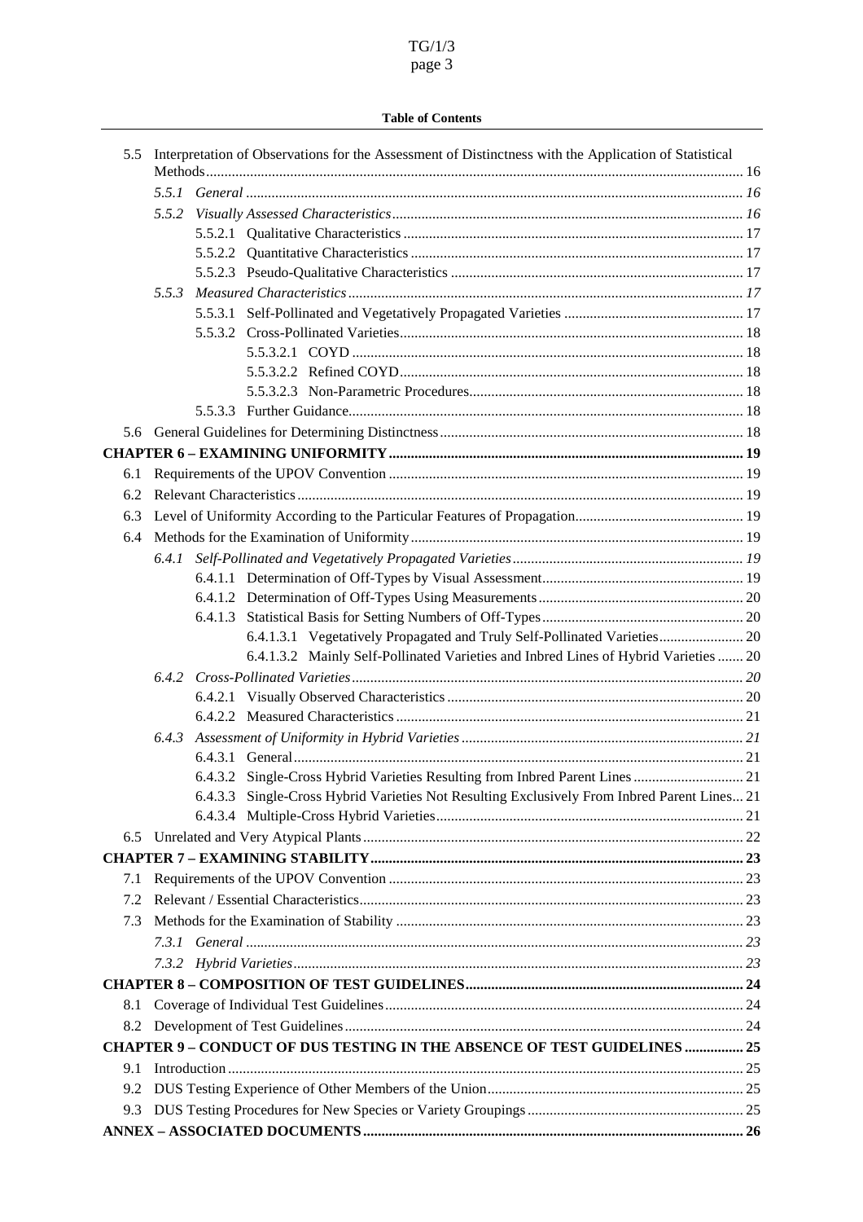**Table of Contents**

5.5 Interpretation of Observations for the Assessment of Distinctness with the Application of Statistical Methods ... 16
- *5.5.1 General ... 16*
- *5.5.2 Visually Assessed Characteristics ... 16*
  - 5.5.2.1 Qualitative Characteristics ... 17
  - 5.5.2.2 Quantitative Characteristics ... 17
  - 5.5.2.3 Pseudo-Qualitative Characteristics ... 17
- *5.5.3 Measured Characteristics ... 17*
  - 5.5.3.1 Self-Pollinated and Vegetatively Propagated Varieties ... 17
  - 5.5.3.2 Cross-Pollinated Varieties ... 18
    - 5.5.3.2.1 COYD ... 18
    - 5.5.3.2.2 Refined COYD ... 18
    - 5.5.3.2.3 Non-Parametric Procedures ... 18
  - 5.5.3.3 Further Guidance ... 18

5.6 General Guidelines for Determining Distinctness ... 18

**CHAPTER 6 – EXAMINING UNIFORMITY ... 19**

6.1 Requirements of the UPOV Convention ... 19

6.2 Relevant Characteristics ... 19

6.3 Level of Uniformity According to the Particular Features of Propagation ... 19

6.4 Methods for the Examination of Uniformity ... 19
- *6.4.1 Self-Pollinated and Vegetatively Propagated Varieties ... 19*
  - 6.4.1.1 Determination of Off-Types by Visual Assessment ... 19
  - 6.4.1.2 Determination of Off-Types Using Measurements ... 20
  - 6.4.1.3 Statistical Basis for Setting Numbers of Off-Types ... 20
    - 6.4.1.3.1 Vegetatively Propagated and Truly Self-Pollinated Varieties ... 20
    - 6.4.1.3.2 Mainly Self-Pollinated Varieties and Inbred Lines of Hybrid Varieties ... 20
- *6.4.2 Cross-Pollinated Varieties ... 20*
  - 6.4.2.1 Visually Observed Characteristics ... 20
  - 6.4.2.2 Measured Characteristics ... 21
- *6.4.3 Assessment of Uniformity in Hybrid Varieties ... 21*
  - 6.4.3.1 General ... 21
  - 6.4.3.2 Single-Cross Hybrid Varieties Resulting from Inbred Parent Lines ... 21
  - 6.4.3.3 Single-Cross Hybrid Varieties Not Resulting Exclusively From Inbred Parent Lines ... 21
  - 6.4.3.4 Multiple-Cross Hybrid Varieties ... 21

6.5 Unrelated and Very Atypical Plants ... 22

**CHAPTER 7 – EXAMINING STABILITY ... 23**

7.1 Requirements of the UPOV Convention ... 23

7.2 Relevant / Essential Characteristics ... 23

7.3 Methods for the Examination of Stability ... 23
- *7.3.1 General ... 23*
- *7.3.2 Hybrid Varieties ... 23*

**CHAPTER 8 – COMPOSITION OF TEST GUIDELINES ... 24**

8.1 Coverage of Individual Test Guidelines ... 24

8.2 Development of Test Guidelines ... 24

**CHAPTER 9 – CONDUCT OF DUS TESTING IN THE ABSENCE OF TEST GUIDELINES ... 25**

9.1 Introduction ... 25

9.2 DUS Testing Experience of Other Members of the Union ... 25

9.3 DUS Testing Procedures for New Species or Variety Groupings ... 25

**ANNEX – ASSOCIATED DOCUMENTS ... 26**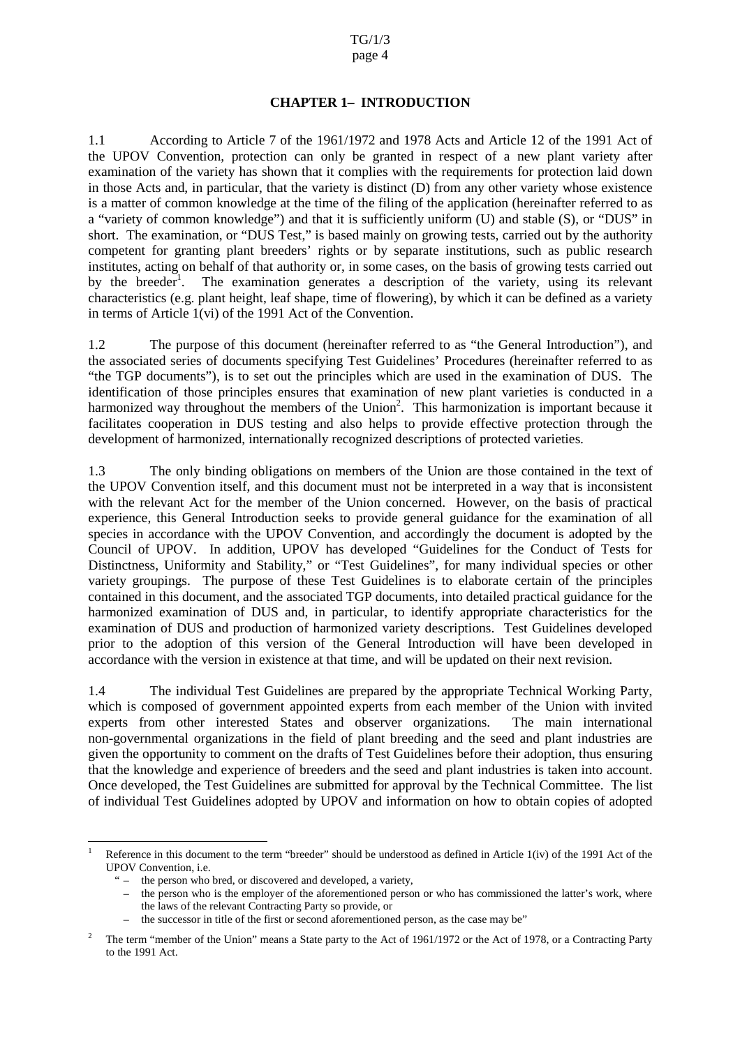## CHAPTER 1– INTRODUCTION

1.1 According to Article 7 of the 1961/1972 and 1978 Acts and Article 12 of the 1991 Act of the UPOV Convention, protection can only be granted in respect of a new plant variety after examination of the variety has shown that it complies with the requirements for protection laid down in those Acts and, in particular, that the variety is distinct (D) from any other variety whose existence is a matter of common knowledge at the time of the filing of the application (hereinafter referred to as a "variety of common knowledge") and that it is sufficiently uniform (U) and stable (S), or "DUS" in short. The examination, or "DUS Test," is based mainly on growing tests, carried out by the authority competent for granting plant breeders' rights or by separate institutions, such as public research institutes, acting on behalf of that authority or, in some cases, on the basis of growing tests carried out by the breeder[1]. The examination generates a description of the variety, using its relevant characteristics (e.g. plant height, leaf shape, time of flowering), by which it can be defined as a variety in terms of Article 1(vi) of the 1991 Act of the Convention.

1.2 The purpose of this document (hereinafter referred to as "the General Introduction"), and the associated series of documents specifying Test Guidelines' Procedures (hereinafter referred to as "the TGP documents"), is to set out the principles which are used in the examination of DUS. The identification of those principles ensures that examination of new plant varieties is conducted in a harmonized way throughout the members of the Union[2]. This harmonization is important because it facilitates cooperation in DUS testing and also helps to provide effective protection through the development of harmonized, internationally recognized descriptions of protected varieties.

1.3 The only binding obligations on members of the Union are those contained in the text of the UPOV Convention itself, and this document must not be interpreted in a way that is inconsistent with the relevant Act for the member of the Union concerned. However, on the basis of practical experience, this General Introduction seeks to provide general guidance for the examination of all species in accordance with the UPOV Convention, and accordingly the document is adopted by the Council of UPOV. In addition, UPOV has developed "Guidelines for the Conduct of Tests for Distinctness, Uniformity and Stability," or "Test Guidelines", for many individual species or other variety groupings. The purpose of these Test Guidelines is to elaborate certain of the principles contained in this document, and the associated TGP documents, into detailed practical guidance for the harmonized examination of DUS and, in particular, to identify appropriate characteristics for the examination of DUS and production of harmonized variety descriptions. Test Guidelines developed prior to the adoption of this version of the General Introduction will have been developed in accordance with the version in existence at that time, and will be updated on their next revision.

1.4 The individual Test Guidelines are prepared by the appropriate Technical Working Party, which is composed of government appointed experts from each member of the Union with invited experts from other interested States and observer organizations. The main international non-governmental organizations in the field of plant breeding and the seed and plant industries are given the opportunity to comment on the drafts of Test Guidelines before their adoption, thus ensuring that the knowledge and experience of breeders and the seed and plant industries is taken into account. Once developed, the Test Guidelines are submitted for approval by the Technical Committee. The list of individual Test Guidelines adopted by UPOV and information on how to obtain copies of adopted

---

[1] Reference in this document to the term "breeder" should be understood as defined in Article 1(iv) of the 1991 Act of the UPOV Convention, i.e.

" – the person who bred, or discovered and developed, a variety,
– the person who is the employer of the aforementioned person or who has commissioned the latter's work, where the laws of the relevant Contracting Party so provide, or
– the successor in title of the first or second aforementioned person, as the case may be"

[2] The term "member of the Union" means a State party to the Act of 1961/1972 or the Act of 1978, or a Contracting Party to the 1991 Act.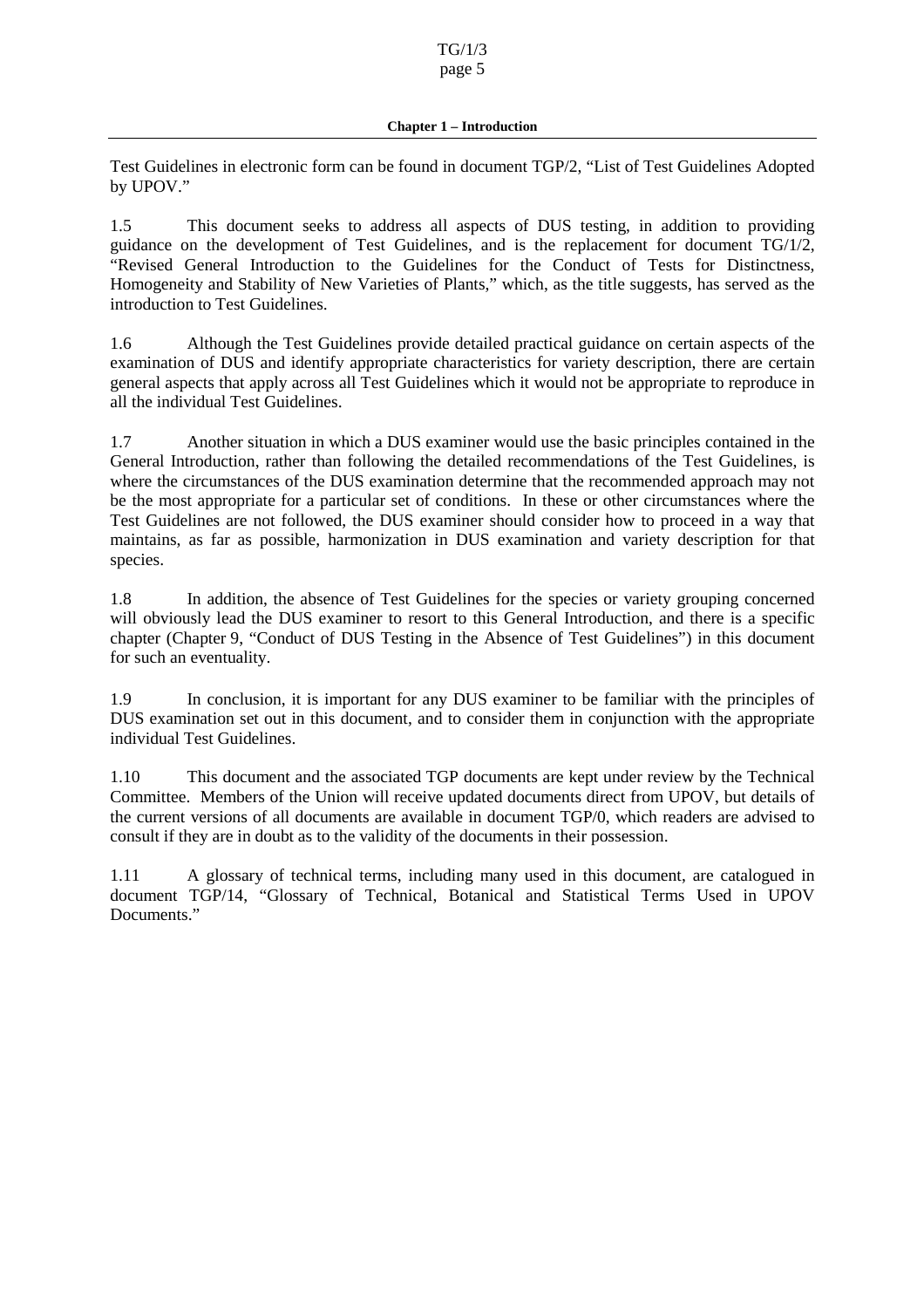Test Guidelines in electronic form can be found in document TGP/2, "List of Test Guidelines Adopted by UPOV."

1.5 This document seeks to address all aspects of DUS testing, in addition to providing guidance on the development of Test Guidelines, and is the replacement for document TG/1/2, "Revised General Introduction to the Guidelines for the Conduct of Tests for Distinctness, Homogeneity and Stability of New Varieties of Plants," which, as the title suggests, has served as the introduction to Test Guidelines.

1.6 Although the Test Guidelines provide detailed practical guidance on certain aspects of the examination of DUS and identify appropriate characteristics for variety description, there are certain general aspects that apply across all Test Guidelines which it would not be appropriate to reproduce in all the individual Test Guidelines.

1.7 Another situation in which a DUS examiner would use the basic principles contained in the General Introduction, rather than following the detailed recommendations of the Test Guidelines, is where the circumstances of the DUS examination determine that the recommended approach may not be the most appropriate for a particular set of conditions. In these or other circumstances where the Test Guidelines are not followed, the DUS examiner should consider how to proceed in a way that maintains, as far as possible, harmonization in DUS examination and variety description for that species.

1.8 In addition, the absence of Test Guidelines for the species or variety grouping concerned will obviously lead the DUS examiner to resort to this General Introduction, and there is a specific chapter (Chapter 9, "Conduct of DUS Testing in the Absence of Test Guidelines") in this document for such an eventuality.

1.9 In conclusion, it is important for any DUS examiner to be familiar with the principles of DUS examination set out in this document, and to consider them in conjunction with the appropriate individual Test Guidelines.

1.10 This document and the associated TGP documents are kept under review by the Technical Committee. Members of the Union will receive updated documents direct from UPOV, but details of the current versions of all documents are available in document TGP/0, which readers are advised to consult if they are in doubt as to the validity of the documents in their possession.

1.11 A glossary of technical terms, including many used in this document, are catalogued in document TGP/14, "Glossary of Technical, Botanical and Statistical Terms Used in UPOV Documents."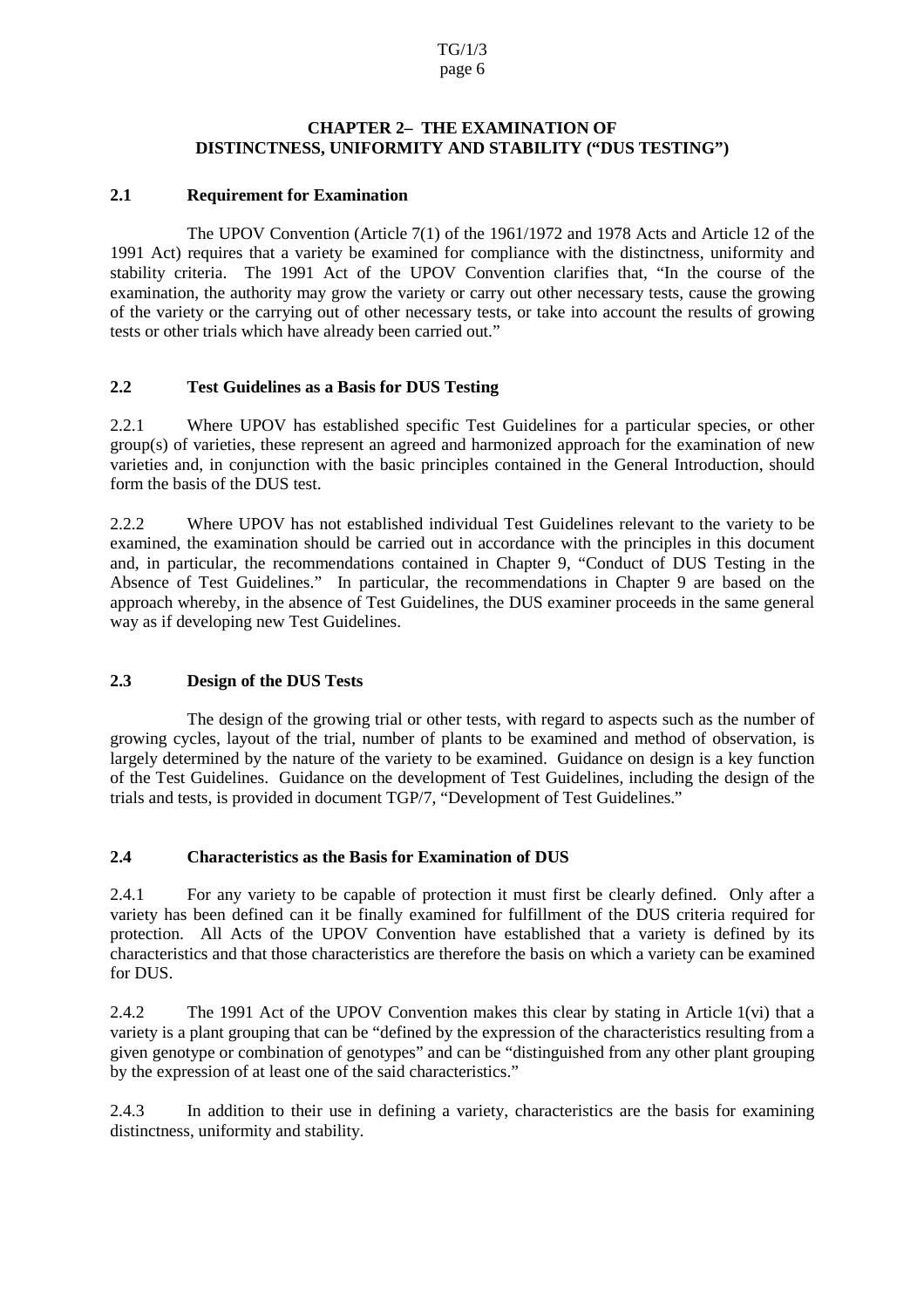## CHAPTER 2– THE EXAMINATION OF DISTINCTNESS, UNIFORMITY AND STABILITY ("DUS TESTING")

### 2.1 Requirement for Examination

The UPOV Convention (Article 7(1) of the 1961/1972 and 1978 Acts and Article 12 of the 1991 Act) requires that a variety be examined for compliance with the distinctness, uniformity and stability criteria. The 1991 Act of the UPOV Convention clarifies that, "In the course of the examination, the authority may grow the variety or carry out other necessary tests, cause the growing of the variety or the carrying out of other necessary tests, or take into account the results of growing tests or other trials which have already been carried out."

### 2.2 Test Guidelines as a Basis for DUS Testing

2.2.1 Where UPOV has established specific Test Guidelines for a particular species, or other group(s) of varieties, these represent an agreed and harmonized approach for the examination of new varieties and, in conjunction with the basic principles contained in the General Introduction, should form the basis of the DUS test.

2.2.2 Where UPOV has not established individual Test Guidelines relevant to the variety to be examined, the examination should be carried out in accordance with the principles in this document and, in particular, the recommendations contained in Chapter 9, "Conduct of DUS Testing in the Absence of Test Guidelines." In particular, the recommendations in Chapter 9 are based on the approach whereby, in the absence of Test Guidelines, the DUS examiner proceeds in the same general way as if developing new Test Guidelines.

### 2.3 Design of the DUS Tests

The design of the growing trial or other tests, with regard to aspects such as the number of growing cycles, layout of the trial, number of plants to be examined and method of observation, is largely determined by the nature of the variety to be examined. Guidance on design is a key function of the Test Guidelines. Guidance on the development of Test Guidelines, including the design of the trials and tests, is provided in document TGP/7, "Development of Test Guidelines."

### 2.4 Characteristics as the Basis for Examination of DUS

2.4.1 For any variety to be capable of protection it must first be clearly defined. Only after a variety has been defined can it be finally examined for fulfillment of the DUS criteria required for protection. All Acts of the UPOV Convention have established that a variety is defined by its characteristics and that those characteristics are therefore the basis on which a variety can be examined for DUS.

2.4.2 The 1991 Act of the UPOV Convention makes this clear by stating in Article 1(vi) that a variety is a plant grouping that can be "defined by the expression of the characteristics resulting from a given genotype or combination of genotypes" and can be "distinguished from any other plant grouping by the expression of at least one of the said characteristics."

2.4.3 In addition to their use in defining a variety, characteristics are the basis for examining distinctness, uniformity and stability.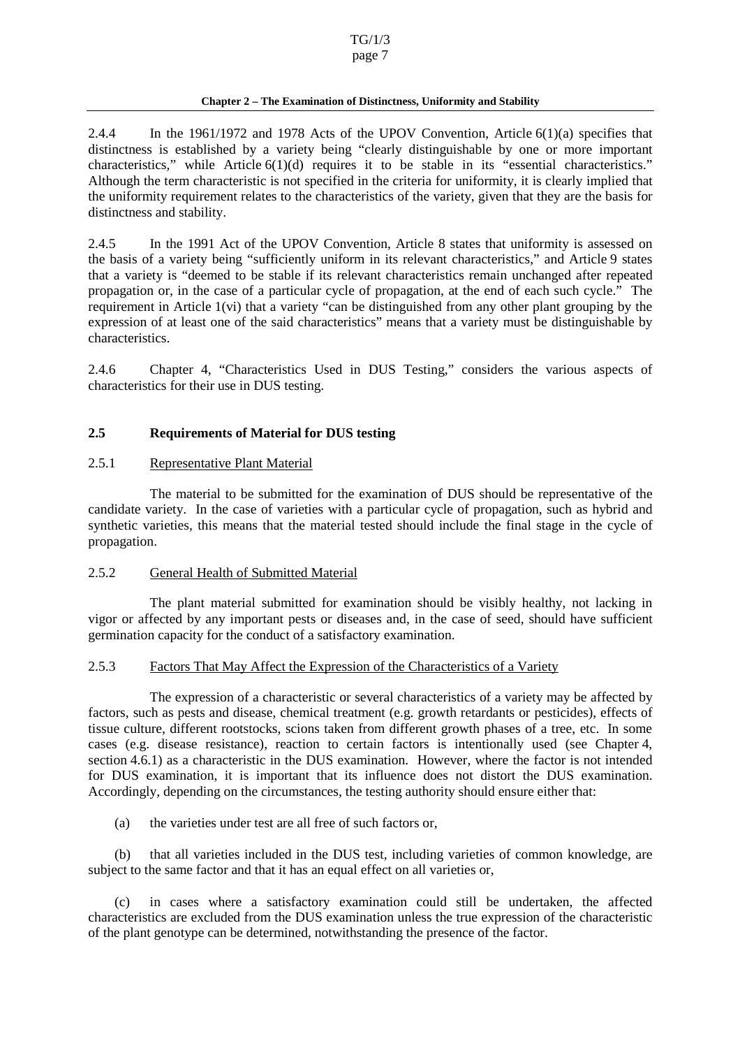2.4.4 In the 1961/1972 and 1978 Acts of the UPOV Convention, Article 6(1)(a) specifies that distinctness is established by a variety being "clearly distinguishable by one or more important characteristics," while Article 6(1)(d) requires it to be stable in its "essential characteristics." Although the term characteristic is not specified in the criteria for uniformity, it is clearly implied that the uniformity requirement relates to the characteristics of the variety, given that they are the basis for distinctness and stability.

2.4.5 In the 1991 Act of the UPOV Convention, Article 8 states that uniformity is assessed on the basis of a variety being "sufficiently uniform in its relevant characteristics," and Article 9 states that a variety is "deemed to be stable if its relevant characteristics remain unchanged after repeated propagation or, in the case of a particular cycle of propagation, at the end of each such cycle." The requirement in Article 1(vi) that a variety "can be distinguished from any other plant grouping by the expression of at least one of the said characteristics" means that a variety must be distinguishable by characteristics.

2.4.6 Chapter 4, "Characteristics Used in DUS Testing," considers the various aspects of characteristics for their use in DUS testing.

## 2.5 Requirements of Material for DUS testing

### 2.5.1 Representative Plant Material

The material to be submitted for the examination of DUS should be representative of the candidate variety. In the case of varieties with a particular cycle of propagation, such as hybrid and synthetic varieties, this means that the material tested should include the final stage in the cycle of propagation.

### 2.5.2 General Health of Submitted Material

The plant material submitted for examination should be visibly healthy, not lacking in vigor or affected by any important pests or diseases and, in the case of seed, should have sufficient germination capacity for the conduct of a satisfactory examination.

### 2.5.3 Factors That May Affect the Expression of the Characteristics of a Variety

The expression of a characteristic or several characteristics of a variety may be affected by factors, such as pests and disease, chemical treatment (e.g. growth retardants or pesticides), effects of tissue culture, different rootstocks, scions taken from different growth phases of a tree, etc. In some cases (e.g. disease resistance), reaction to certain factors is intentionally used (see Chapter 4, section 4.6.1) as a characteristic in the DUS examination. However, where the factor is not intended for DUS examination, it is important that its influence does not distort the DUS examination. Accordingly, depending on the circumstances, the testing authority should ensure either that:

(a) the varieties under test are all free of such factors or,

(b) that all varieties included in the DUS test, including varieties of common knowledge, are subject to the same factor and that it has an equal effect on all varieties or,

(c) in cases where a satisfactory examination could still be undertaken, the affected characteristics are excluded from the DUS examination unless the true expression of the characteristic of the plant genotype can be determined, notwithstanding the presence of the factor.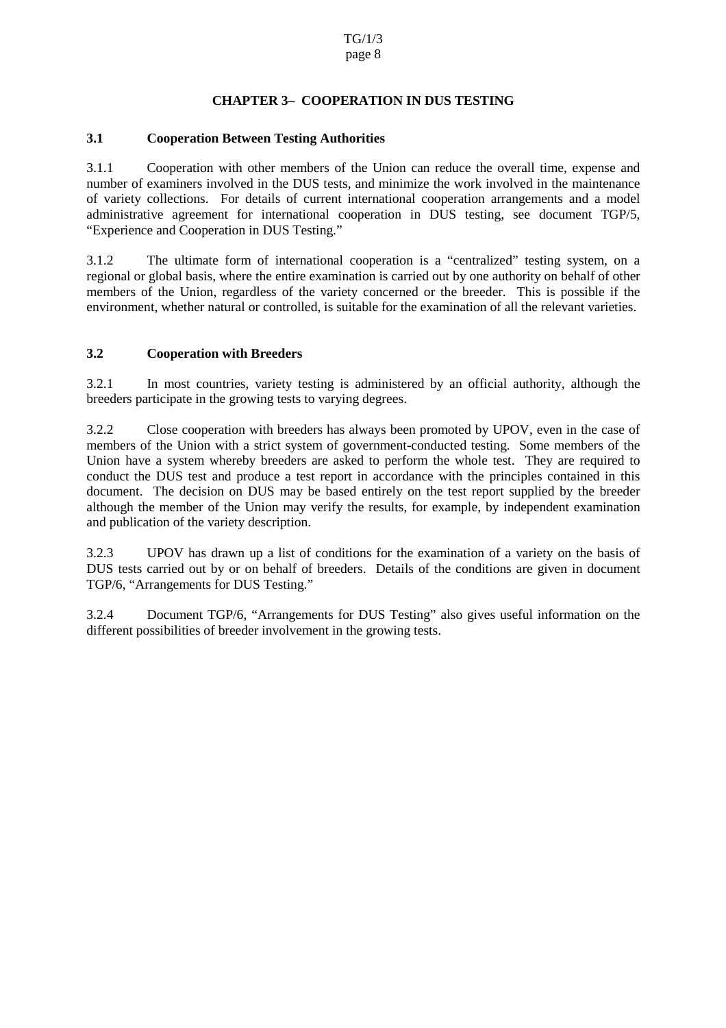# CHAPTER 3– COOPERATION IN DUS TESTING

## 3.1 Cooperation Between Testing Authorities

3.1.1 Cooperation with other members of the Union can reduce the overall time, expense and number of examiners involved in the DUS tests, and minimize the work involved in the maintenance of variety collections. For details of current international cooperation arrangements and a model administrative agreement for international cooperation in DUS testing, see document TGP/5, "Experience and Cooperation in DUS Testing."

3.1.2 The ultimate form of international cooperation is a "centralized" testing system, on a regional or global basis, where the entire examination is carried out by one authority on behalf of other members of the Union, regardless of the variety concerned or the breeder. This is possible if the environment, whether natural or controlled, is suitable for the examination of all the relevant varieties.

## 3.2 Cooperation with Breeders

3.2.1 In most countries, variety testing is administered by an official authority, although the breeders participate in the growing tests to varying degrees.

3.2.2 Close cooperation with breeders has always been promoted by UPOV, even in the case of members of the Union with a strict system of government-conducted testing. Some members of the Union have a system whereby breeders are asked to perform the whole test. They are required to conduct the DUS test and produce a test report in accordance with the principles contained in this document. The decision on DUS may be based entirely on the test report supplied by the breeder although the member of the Union may verify the results, for example, by independent examination and publication of the variety description.

3.2.3 UPOV has drawn up a list of conditions for the examination of a variety on the basis of DUS tests carried out by or on behalf of breeders. Details of the conditions are given in document TGP/6, "Arrangements for DUS Testing."

3.2.4 Document TGP/6, "Arrangements for DUS Testing" also gives useful information on the different possibilities of breeder involvement in the growing tests.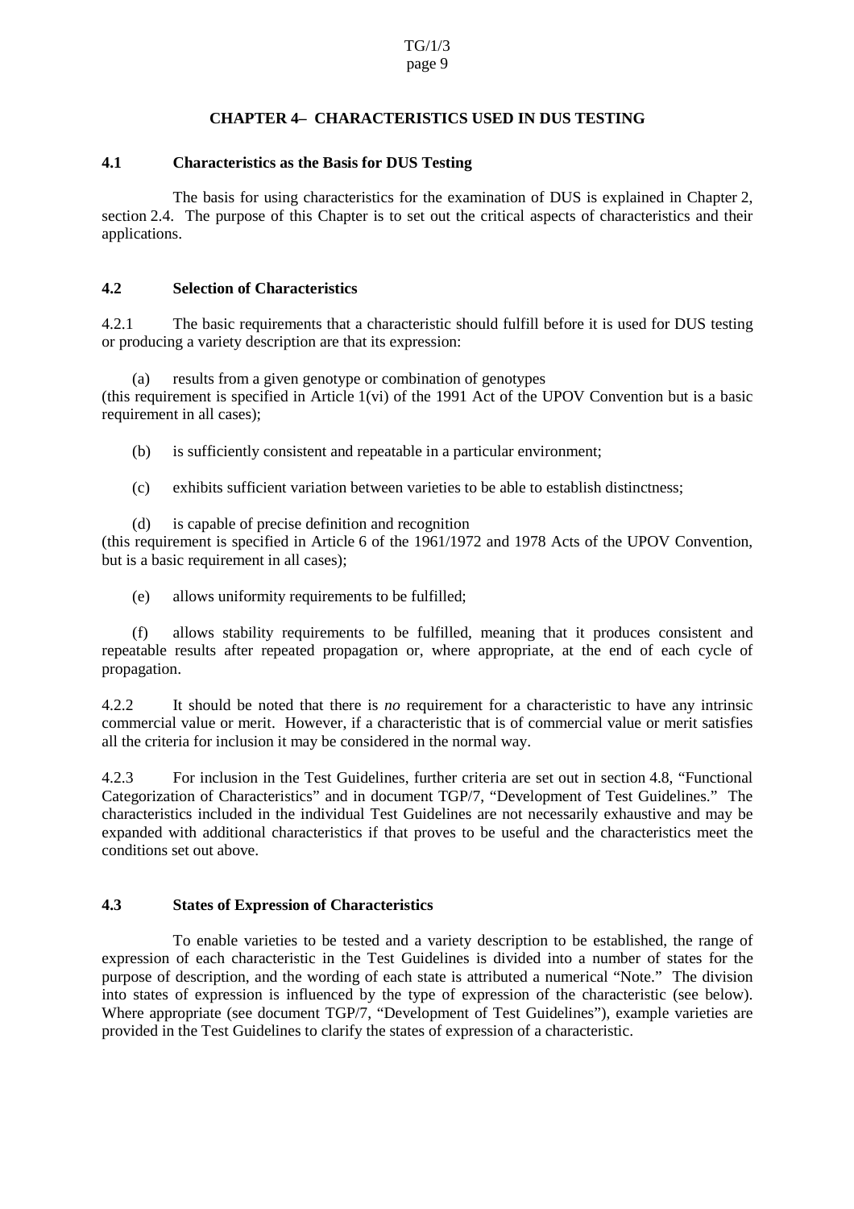# CHAPTER 4– CHARACTERISTICS USED IN DUS TESTING

## 4.1 Characteristics as the Basis for DUS Testing

The basis for using characteristics for the examination of DUS is explained in Chapter 2, section 2.4. The purpose of this Chapter is to set out the critical aspects of characteristics and their applications.

## 4.2 Selection of Characteristics

4.2.1 The basic requirements that a characteristic should fulfill before it is used for DUS testing or producing a variety description are that its expression:

(a) results from a given genotype or combination of genotypes (this requirement is specified in Article 1(vi) of the 1991 Act of the UPOV Convention but is a basic requirement in all cases);

(b) is sufficiently consistent and repeatable in a particular environment;

(c) exhibits sufficient variation between varieties to be able to establish distinctness;

(d) is capable of precise definition and recognition (this requirement is specified in Article 6 of the 1961/1972 and 1978 Acts of the UPOV Convention, but is a basic requirement in all cases);

(e) allows uniformity requirements to be fulfilled;

(f) allows stability requirements to be fulfilled, meaning that it produces consistent and repeatable results after repeated propagation or, where appropriate, at the end of each cycle of propagation.

4.2.2 It should be noted that there is *no* requirement for a characteristic to have any intrinsic commercial value or merit. However, if a characteristic that is of commercial value or merit satisfies all the criteria for inclusion it may be considered in the normal way.

4.2.3 For inclusion in the Test Guidelines, further criteria are set out in section 4.8, "Functional Categorization of Characteristics" and in document TGP/7, "Development of Test Guidelines." The characteristics included in the individual Test Guidelines are not necessarily exhaustive and may be expanded with additional characteristics if that proves to be useful and the characteristics meet the conditions set out above.

## 4.3 States of Expression of Characteristics

To enable varieties to be tested and a variety description to be established, the range of expression of each characteristic in the Test Guidelines is divided into a number of states for the purpose of description, and the wording of each state is attributed a numerical "Note." The division into states of expression is influenced by the type of expression of the characteristic (see below). Where appropriate (see document TGP/7, "Development of Test Guidelines"), example varieties are provided in the Test Guidelines to clarify the states of expression of a characteristic.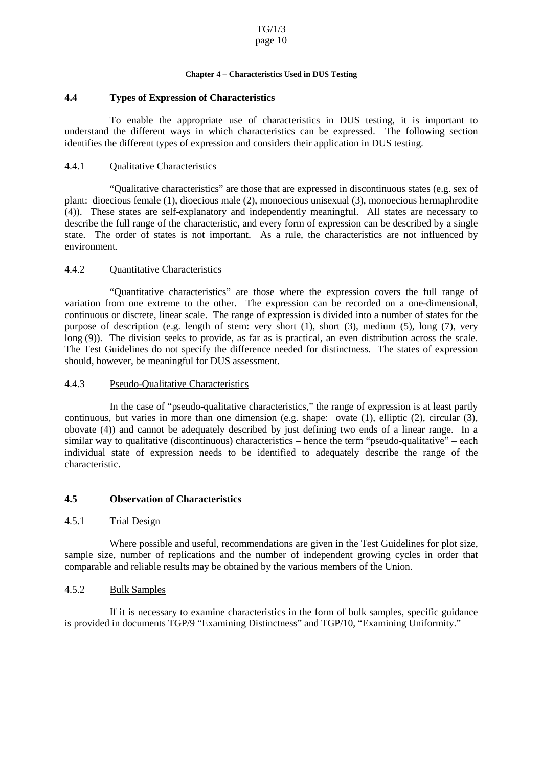## 4.4 Types of Expression of Characteristics

To enable the appropriate use of characteristics in DUS testing, it is important to understand the different ways in which characteristics can be expressed. The following section identifies the different types of expression and considers their application in DUS testing.

### 4.4.1 Qualitative Characteristics

"Qualitative characteristics" are those that are expressed in discontinuous states (e.g. sex of plant: dioecious female (1), dioecious male (2), monoecious unisexual (3), monoecious hermaphrodite (4)). These states are self-explanatory and independently meaningful. All states are necessary to describe the full range of the characteristic, and every form of expression can be described by a single state. The order of states is not important. As a rule, the characteristics are not influenced by environment.

### 4.4.2 Quantitative Characteristics

"Quantitative characteristics" are those where the expression covers the full range of variation from one extreme to the other. The expression can be recorded on a one-dimensional, continuous or discrete, linear scale. The range of expression is divided into a number of states for the purpose of description (e.g. length of stem: very short (1), short (3), medium (5), long (7), very long (9)). The division seeks to provide, as far as is practical, an even distribution across the scale. The Test Guidelines do not specify the difference needed for distinctness. The states of expression should, however, be meaningful for DUS assessment.

### 4.4.3 Pseudo-Qualitative Characteristics

In the case of "pseudo-qualitative characteristics," the range of expression is at least partly continuous, but varies in more than one dimension (e.g. shape: ovate (1), elliptic (2), circular (3), obovate (4)) and cannot be adequately described by just defining two ends of a linear range. In a similar way to qualitative (discontinuous) characteristics – hence the term "pseudo-qualitative" – each individual state of expression needs to be identified to adequately describe the range of the characteristic.

## 4.5 Observation of Characteristics

### 4.5.1 Trial Design

Where possible and useful, recommendations are given in the Test Guidelines for plot size, sample size, number of replications and the number of independent growing cycles in order that comparable and reliable results may be obtained by the various members of the Union.

### 4.5.2 Bulk Samples

If it is necessary to examine characteristics in the form of bulk samples, specific guidance is provided in documents TGP/9 "Examining Distinctness" and TGP/10, "Examining Uniformity."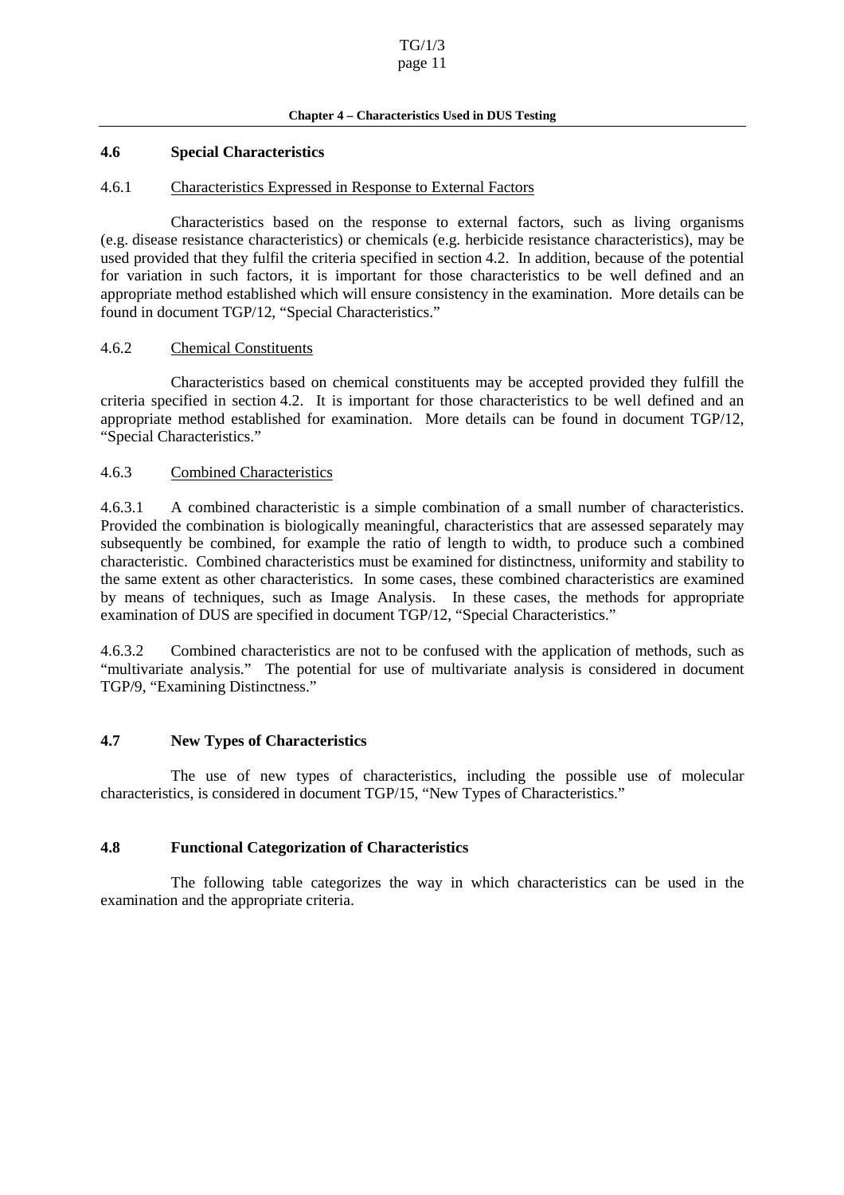## 4.6 Special Characteristics

### 4.6.1 Characteristics Expressed in Response to External Factors

Characteristics based on the response to external factors, such as living organisms (e.g. disease resistance characteristics) or chemicals (e.g. herbicide resistance characteristics), may be used provided that they fulfil the criteria specified in section 4.2. In addition, because of the potential for variation in such factors, it is important for those characteristics to be well defined and an appropriate method established which will ensure consistency in the examination. More details can be found in document TGP/12, "Special Characteristics."

### 4.6.2 Chemical Constituents

Characteristics based on chemical constituents may be accepted provided they fulfill the criteria specified in section 4.2. It is important for those characteristics to be well defined and an appropriate method established for examination. More details can be found in document TGP/12, "Special Characteristics."

### 4.6.3 Combined Characteristics

4.6.3.1 A combined characteristic is a simple combination of a small number of characteristics. Provided the combination is biologically meaningful, characteristics that are assessed separately may subsequently be combined, for example the ratio of length to width, to produce such a combined characteristic. Combined characteristics must be examined for distinctness, uniformity and stability to the same extent as other characteristics. In some cases, these combined characteristics are examined by means of techniques, such as Image Analysis. In these cases, the methods for appropriate examination of DUS are specified in document TGP/12, "Special Characteristics."

4.6.3.2 Combined characteristics are not to be confused with the application of methods, such as "multivariate analysis." The potential for use of multivariate analysis is considered in document TGP/9, "Examining Distinctness."

## 4.7 New Types of Characteristics

The use of new types of characteristics, including the possible use of molecular characteristics, is considered in document TGP/15, "New Types of Characteristics."

## 4.8 Functional Categorization of Characteristics

The following table categorizes the way in which characteristics can be used in the examination and the appropriate criteria.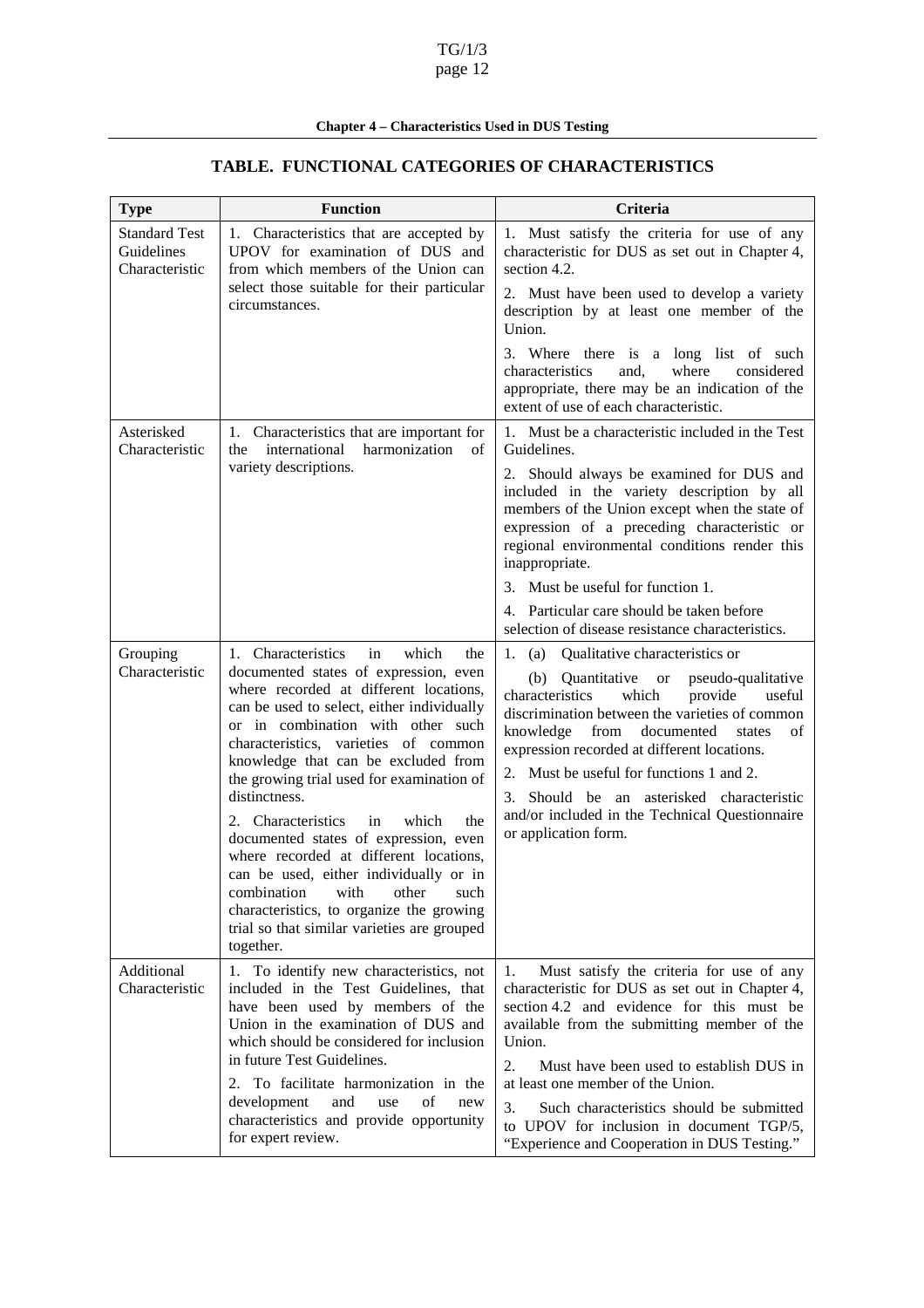**Chapter 4 – Characteristics Used in DUS Testing**

## TABLE. FUNCTIONAL CATEGORIES OF CHARACTERISTICS

| Type | Function | Criteria |
|---|---|---|
| Standard Test Guidelines Characteristic | 1. Characteristics that are accepted by UPOV for examination of DUS and from which members of the Union can select those suitable for their particular circumstances. | 1. Must satisfy the criteria for use of any characteristic for DUS as set out in Chapter 4, section 4.2.<br>2. Must have been used to develop a variety description by at least one member of the Union.<br>3. Where there is a long list of such characteristics and, where considered appropriate, there may be an indication of the extent of use of each characteristic. |
| Asterisked Characteristic | 1. Characteristics that are important for the international harmonization of variety descriptions. | 1. Must be a characteristic included in the Test Guidelines.<br>2. Should always be examined for DUS and included in the variety description by all members of the Union except when the state of expression of a preceding characteristic or regional environmental conditions render this inappropriate.<br>3. Must be useful for function 1.<br>4. Particular care should be taken before selection of disease resistance characteristics. |
| Grouping Characteristic | 1. Characteristics in which the documented states of expression, even where recorded at different locations, can be used to select, either individually or in combination with other such characteristics, varieties of common knowledge that can be excluded from the growing trial used for examination of distinctness.<br>2. Characteristics in which the documented states of expression, even where recorded at different locations, can be used, either individually or in combination with other such characteristics, to organize the growing trial so that similar varieties are grouped together. | 1. (a) Qualitative characteristics or<br>(b) Quantitative or pseudo-qualitative characteristics which provide useful discrimination between the varieties of common knowledge from documented states of expression recorded at different locations.<br>2. Must be useful for functions 1 and 2.<br>3. Should be an asterisked characteristic and/or included in the Technical Questionnaire or application form. |
| Additional Characteristic | 1. To identify new characteristics, not included in the Test Guidelines, that have been used by members of the Union in the examination of DUS and which should be considered for inclusion in future Test Guidelines.<br>2. To facilitate harmonization in the development and use of new characteristics and provide opportunity for expert review. | 1. Must satisfy the criteria for use of any characteristic for DUS as set out in Chapter 4, section 4.2 and evidence for this must be available from the submitting member of the Union.<br>2. Must have been used to establish DUS in at least one member of the Union.<br>3. Such characteristics should be submitted to UPOV for inclusion in document TGP/5, "Experience and Cooperation in DUS Testing." |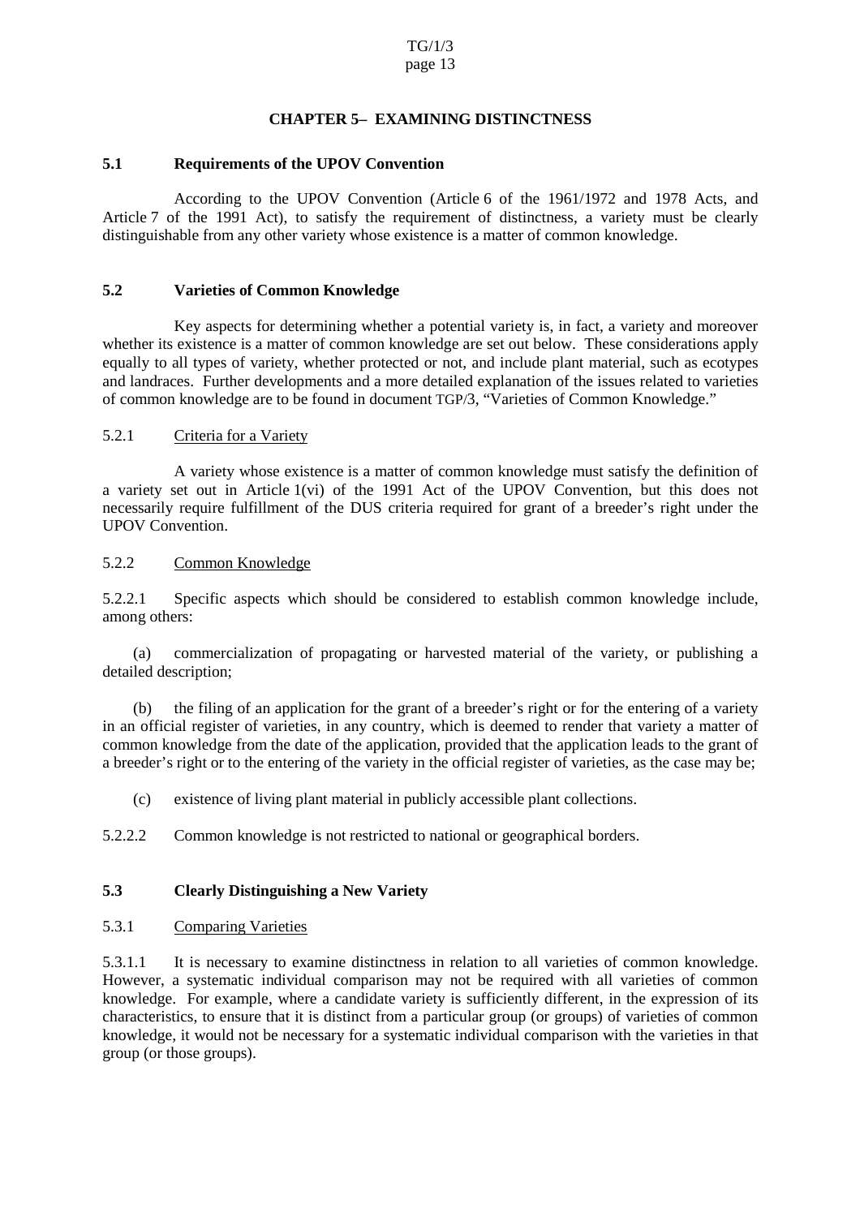# CHAPTER 5– EXAMINING DISTINCTNESS

## 5.1 Requirements of the UPOV Convention

According to the UPOV Convention (Article 6 of the 1961/1972 and 1978 Acts, and Article 7 of the 1991 Act), to satisfy the requirement of distinctness, a variety must be clearly distinguishable from any other variety whose existence is a matter of common knowledge.

## 5.2 Varieties of Common Knowledge

Key aspects for determining whether a potential variety is, in fact, a variety and moreover whether its existence is a matter of common knowledge are set out below. These considerations apply equally to all types of variety, whether protected or not, and include plant material, such as ecotypes and landraces. Further developments and a more detailed explanation of the issues related to varieties of common knowledge are to be found in document TGP/3, "Varieties of Common Knowledge."

### 5.2.1 Criteria for a Variety

A variety whose existence is a matter of common knowledge must satisfy the definition of a variety set out in Article 1(vi) of the 1991 Act of the UPOV Convention, but this does not necessarily require fulfillment of the DUS criteria required for grant of a breeder's right under the UPOV Convention.

### 5.2.2 Common Knowledge

5.2.2.1 Specific aspects which should be considered to establish common knowledge include, among others:

(a) commercialization of propagating or harvested material of the variety, or publishing a detailed description;

(b) the filing of an application for the grant of a breeder's right or for the entering of a variety in an official register of varieties, in any country, which is deemed to render that variety a matter of common knowledge from the date of the application, provided that the application leads to the grant of a breeder's right or to the entering of the variety in the official register of varieties, as the case may be;

(c) existence of living plant material in publicly accessible plant collections.

5.2.2.2 Common knowledge is not restricted to national or geographical borders.

## 5.3 Clearly Distinguishing a New Variety

### 5.3.1 Comparing Varieties

5.3.1.1 It is necessary to examine distinctness in relation to all varieties of common knowledge. However, a systematic individual comparison may not be required with all varieties of common knowledge. For example, where a candidate variety is sufficiently different, in the expression of its characteristics, to ensure that it is distinct from a particular group (or groups) of varieties of common knowledge, it would not be necessary for a systematic individual comparison with the varieties in that group (or those groups).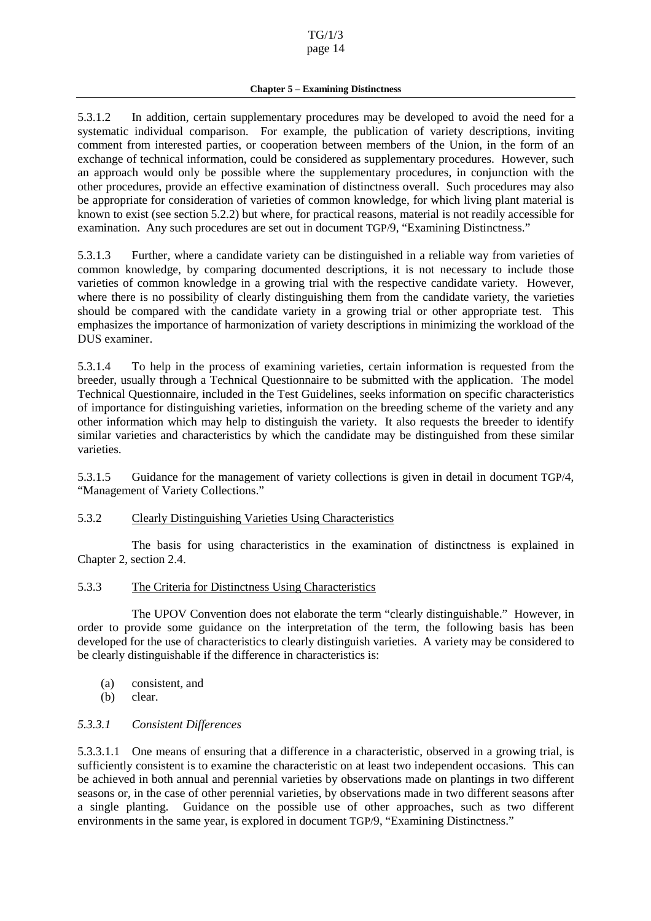5.3.1.2 In addition, certain supplementary procedures may be developed to avoid the need for a systematic individual comparison. For example, the publication of variety descriptions, inviting comment from interested parties, or cooperation between members of the Union, in the form of an exchange of technical information, could be considered as supplementary procedures. However, such an approach would only be possible where the supplementary procedures, in conjunction with the other procedures, provide an effective examination of distinctness overall. Such procedures may also be appropriate for consideration of varieties of common knowledge, for which living plant material is known to exist (see section 5.2.2) but where, for practical reasons, material is not readily accessible for examination. Any such procedures are set out in document TGP/9, "Examining Distinctness."

5.3.1.3 Further, where a candidate variety can be distinguished in a reliable way from varieties of common knowledge, by comparing documented descriptions, it is not necessary to include those varieties of common knowledge in a growing trial with the respective candidate variety. However, where there is no possibility of clearly distinguishing them from the candidate variety, the varieties should be compared with the candidate variety in a growing trial or other appropriate test. This emphasizes the importance of harmonization of variety descriptions in minimizing the workload of the DUS examiner.

5.3.1.4 To help in the process of examining varieties, certain information is requested from the breeder, usually through a Technical Questionnaire to be submitted with the application. The model Technical Questionnaire, included in the Test Guidelines, seeks information on specific characteristics of importance for distinguishing varieties, information on the breeding scheme of the variety and any other information which may help to distinguish the variety. It also requests the breeder to identify similar varieties and characteristics by which the candidate may be distinguished from these similar varieties.

5.3.1.5 Guidance for the management of variety collections is given in detail in document TGP/4, "Management of Variety Collections."

5.3.2 Clearly Distinguishing Varieties Using Characteristics

The basis for using characteristics in the examination of distinctness is explained in Chapter 2, section 2.4.

5.3.3 The Criteria for Distinctness Using Characteristics

The UPOV Convention does not elaborate the term "clearly distinguishable." However, in order to provide some guidance on the interpretation of the term, the following basis has been developed for the use of characteristics to clearly distinguish varieties. A variety may be considered to be clearly distinguishable if the difference in characteristics is:

(a) consistent, and
(b) clear.

*5.3.3.1 Consistent Differences*

5.3.3.1.1 One means of ensuring that a difference in a characteristic, observed in a growing trial, is sufficiently consistent is to examine the characteristic on at least two independent occasions. This can be achieved in both annual and perennial varieties by observations made on plantings in two different seasons or, in the case of other perennial varieties, by observations made in two different seasons after a single planting. Guidance on the possible use of other approaches, such as two different environments in the same year, is explored in document TGP/9, "Examining Distinctness."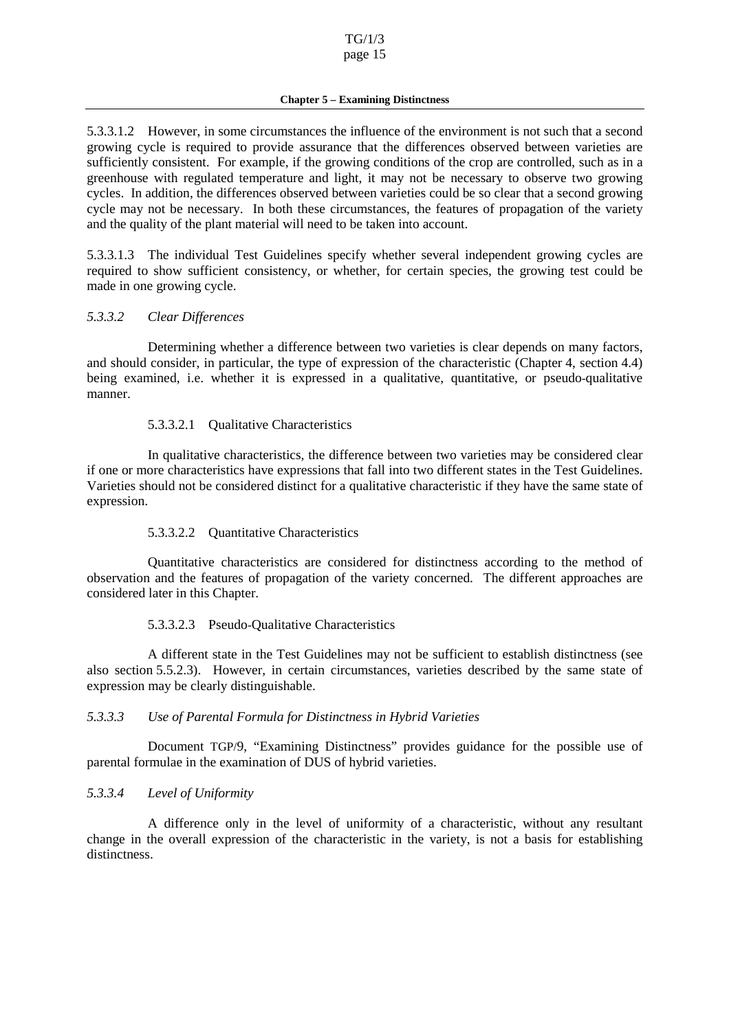5.3.3.1.2 However, in some circumstances the influence of the environment is not such that a second growing cycle is required to provide assurance that the differences observed between varieties are sufficiently consistent. For example, if the growing conditions of the crop are controlled, such as in a greenhouse with regulated temperature and light, it may not be necessary to observe two growing cycles. In addition, the differences observed between varieties could be so clear that a second growing cycle may not be necessary. In both these circumstances, the features of propagation of the variety and the quality of the plant material will need to be taken into account.

5.3.3.1.3 The individual Test Guidelines specify whether several independent growing cycles are required to show sufficient consistency, or whether, for certain species, the growing test could be made in one growing cycle.

### *5.3.3.2 Clear Differences*

Determining whether a difference between two varieties is clear depends on many factors, and should consider, in particular, the type of expression of the characteristic (Chapter 4, section 4.4) being examined, i.e. whether it is expressed in a qualitative, quantitative, or pseudo-qualitative manner.

#### 5.3.3.2.1 Qualitative Characteristics

In qualitative characteristics, the difference between two varieties may be considered clear if one or more characteristics have expressions that fall into two different states in the Test Guidelines. Varieties should not be considered distinct for a qualitative characteristic if they have the same state of expression.

#### 5.3.3.2.2 Quantitative Characteristics

Quantitative characteristics are considered for distinctness according to the method of observation and the features of propagation of the variety concerned. The different approaches are considered later in this Chapter.

#### 5.3.3.2.3 Pseudo-Qualitative Characteristics

A different state in the Test Guidelines may not be sufficient to establish distinctness (see also section 5.5.2.3). However, in certain circumstances, varieties described by the same state of expression may be clearly distinguishable.

### *5.3.3.3 Use of Parental Formula for Distinctness in Hybrid Varieties*

Document TGP/9, "Examining Distinctness" provides guidance for the possible use of parental formulae in the examination of DUS of hybrid varieties.

### *5.3.3.4 Level of Uniformity*

A difference only in the level of uniformity of a characteristic, without any resultant change in the overall expression of the characteristic in the variety, is not a basis for establishing distinctness.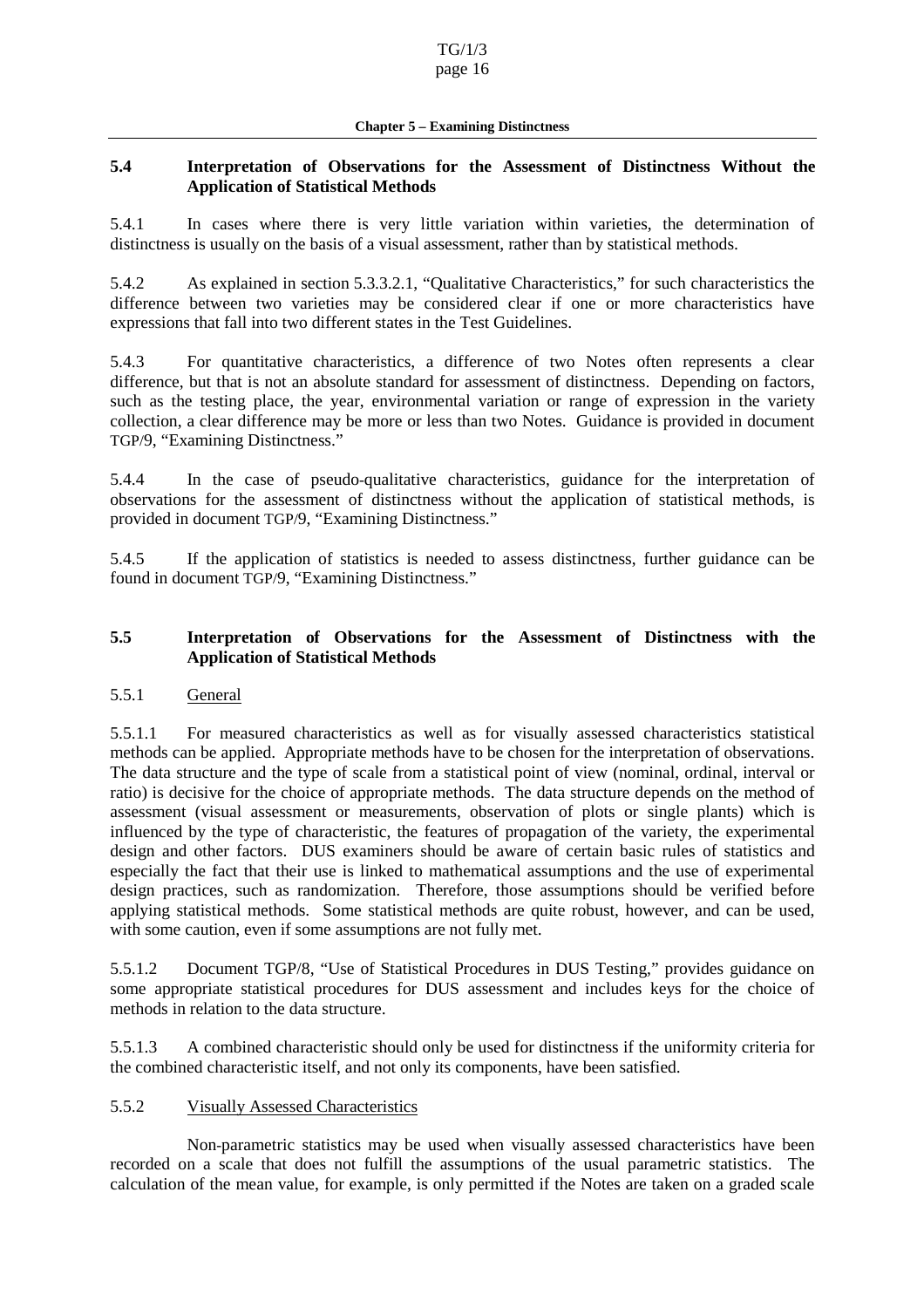**Chapter 5 – Examining Distinctness**

## 5.4 Interpretation of Observations for the Assessment of Distinctness Without the Application of Statistical Methods

5.4.1 In cases where there is very little variation within varieties, the determination of distinctness is usually on the basis of a visual assessment, rather than by statistical methods.

5.4.2 As explained in section 5.3.3.2.1, "Qualitative Characteristics," for such characteristics the difference between two varieties may be considered clear if one or more characteristics have expressions that fall into two different states in the Test Guidelines.

5.4.3 For quantitative characteristics, a difference of two Notes often represents a clear difference, but that is not an absolute standard for assessment of distinctness. Depending on factors, such as the testing place, the year, environmental variation or range of expression in the variety collection, a clear difference may be more or less than two Notes. Guidance is provided in document TGP/9, "Examining Distinctness."

5.4.4 In the case of pseudo-qualitative characteristics, guidance for the interpretation of observations for the assessment of distinctness without the application of statistical methods, is provided in document TGP/9, "Examining Distinctness."

5.4.5 If the application of statistics is needed to assess distinctness, further guidance can be found in document TGP/9, "Examining Distinctness."

## 5.5 Interpretation of Observations for the Assessment of Distinctness with the Application of Statistical Methods

### 5.5.1 General

5.5.1.1 For measured characteristics as well as for visually assessed characteristics statistical methods can be applied. Appropriate methods have to be chosen for the interpretation of observations. The data structure and the type of scale from a statistical point of view (nominal, ordinal, interval or ratio) is decisive for the choice of appropriate methods. The data structure depends on the method of assessment (visual assessment or measurements, observation of plots or single plants) which is influenced by the type of characteristic, the features of propagation of the variety, the experimental design and other factors. DUS examiners should be aware of certain basic rules of statistics and especially the fact that their use is linked to mathematical assumptions and the use of experimental design practices, such as randomization. Therefore, those assumptions should be verified before applying statistical methods. Some statistical methods are quite robust, however, and can be used, with some caution, even if some assumptions are not fully met.

5.5.1.2 Document TGP/8, "Use of Statistical Procedures in DUS Testing," provides guidance on some appropriate statistical procedures for DUS assessment and includes keys for the choice of methods in relation to the data structure.

5.5.1.3 A combined characteristic should only be used for distinctness if the uniformity criteria for the combined characteristic itself, and not only its components, have been satisfied.

### 5.5.2 Visually Assessed Characteristics

Non-parametric statistics may be used when visually assessed characteristics have been recorded on a scale that does not fulfill the assumptions of the usual parametric statistics. The calculation of the mean value, for example, is only permitted if the Notes are taken on a graded scale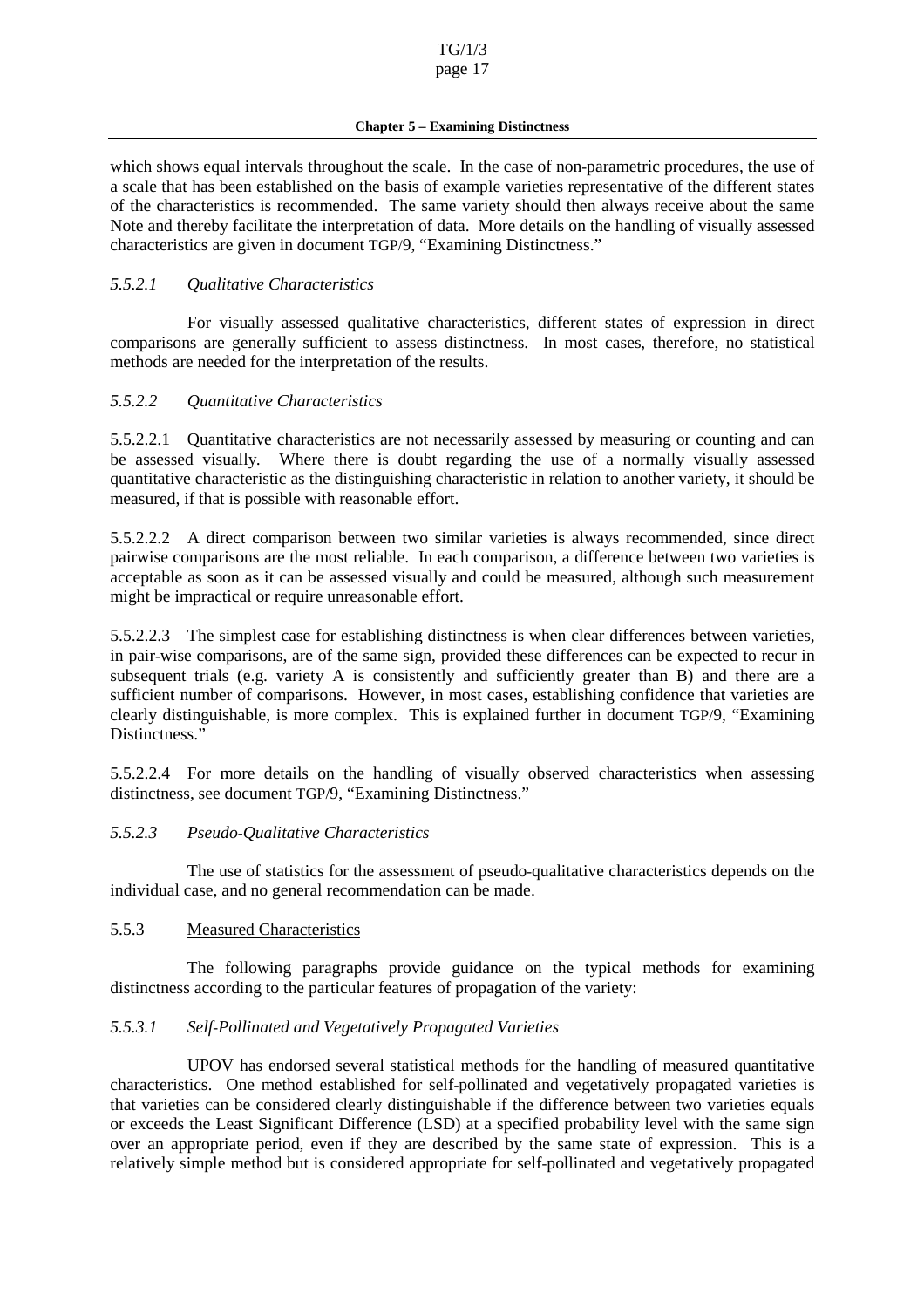which shows equal intervals throughout the scale. In the case of non-parametric procedures, the use of a scale that has been established on the basis of example varieties representative of the different states of the characteristics is recommended. The same variety should then always receive about the same Note and thereby facilitate the interpretation of data. More details on the handling of visually assessed characteristics are given in document TGP/9, "Examining Distinctness."

#### *5.5.2.1 Qualitative Characteristics*

For visually assessed qualitative characteristics, different states of expression in direct comparisons are generally sufficient to assess distinctness. In most cases, therefore, no statistical methods are needed for the interpretation of the results.

#### *5.5.2.2 Quantitative Characteristics*

5.5.2.2.1 Quantitative characteristics are not necessarily assessed by measuring or counting and can be assessed visually. Where there is doubt regarding the use of a normally visually assessed quantitative characteristic as the distinguishing characteristic in relation to another variety, it should be measured, if that is possible with reasonable effort.

5.5.2.2.2 A direct comparison between two similar varieties is always recommended, since direct pairwise comparisons are the most reliable. In each comparison, a difference between two varieties is acceptable as soon as it can be assessed visually and could be measured, although such measurement might be impractical or require unreasonable effort.

5.5.2.2.3 The simplest case for establishing distinctness is when clear differences between varieties, in pair-wise comparisons, are of the same sign, provided these differences can be expected to recur in subsequent trials (e.g. variety A is consistently and sufficiently greater than B) and there are a sufficient number of comparisons. However, in most cases, establishing confidence that varieties are clearly distinguishable, is more complex. This is explained further in document TGP/9, "Examining Distinctness."

5.5.2.2.4 For more details on the handling of visually observed characteristics when assessing distinctness, see document TGP/9, "Examining Distinctness."

#### *5.5.2.3 Pseudo-Qualitative Characteristics*

The use of statistics for the assessment of pseudo-qualitative characteristics depends on the individual case, and no general recommendation can be made.

### 5.5.3 Measured Characteristics

The following paragraphs provide guidance on the typical methods for examining distinctness according to the particular features of propagation of the variety:

#### *5.5.3.1 Self-Pollinated and Vegetatively Propagated Varieties*

UPOV has endorsed several statistical methods for the handling of measured quantitative characteristics. One method established for self-pollinated and vegetatively propagated varieties is that varieties can be considered clearly distinguishable if the difference between two varieties equals or exceeds the Least Significant Difference (LSD) at a specified probability level with the same sign over an appropriate period, even if they are described by the same state of expression. This is a relatively simple method but is considered appropriate for self-pollinated and vegetatively propagated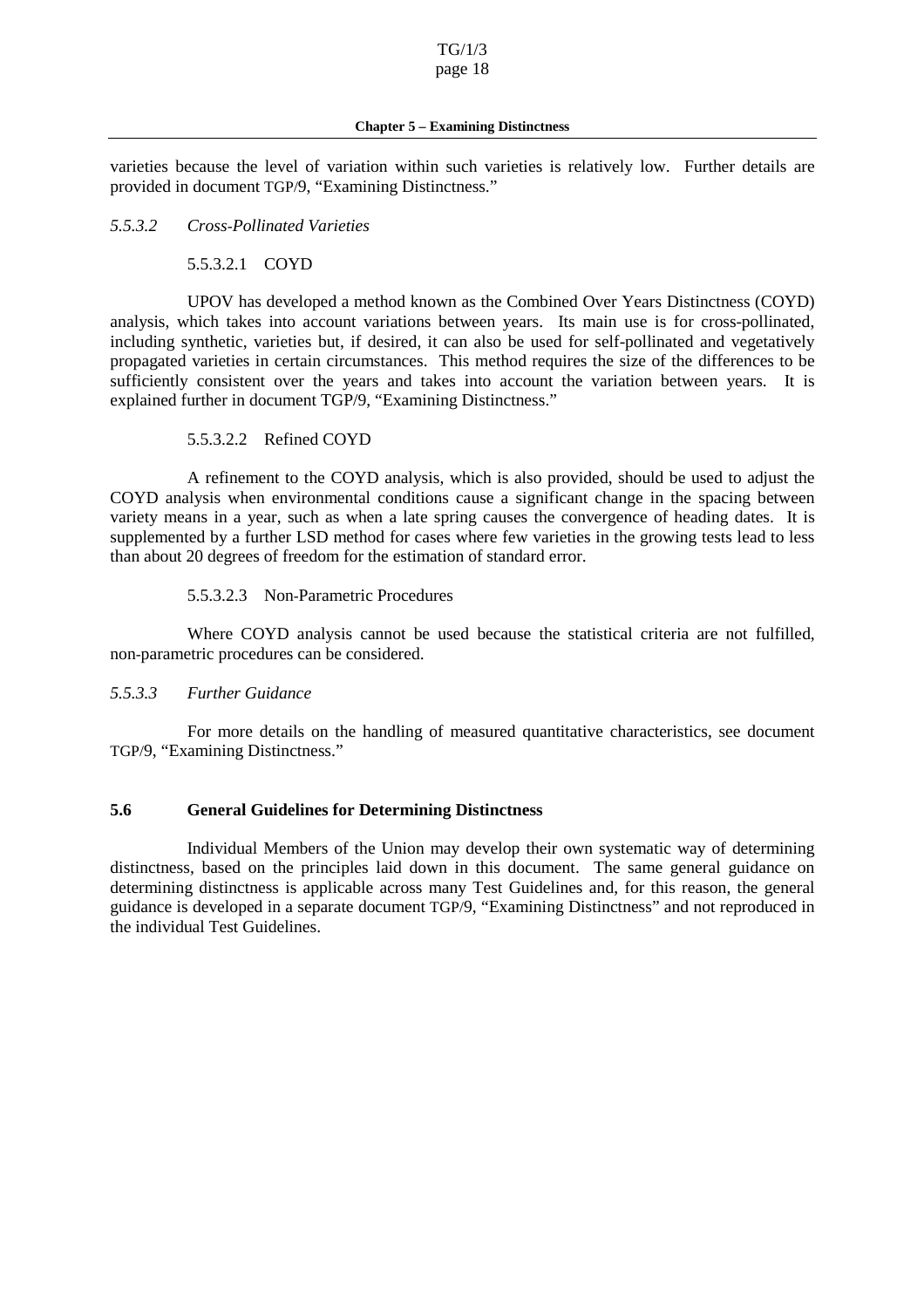varieties because the level of variation within such varieties is relatively low. Further details are provided in document TGP/9, "Examining Distinctness."

*5.5.3.2 Cross-Pollinated Varieties*

5.5.3.2.1 COYD

UPOV has developed a method known as the Combined Over Years Distinctness (COYD) analysis, which takes into account variations between years. Its main use is for cross-pollinated, including synthetic, varieties but, if desired, it can also be used for self-pollinated and vegetatively propagated varieties in certain circumstances. This method requires the size of the differences to be sufficiently consistent over the years and takes into account the variation between years. It is explained further in document TGP/9, "Examining Distinctness."

5.5.3.2.2 Refined COYD

A refinement to the COYD analysis, which is also provided, should be used to adjust the COYD analysis when environmental conditions cause a significant change in the spacing between variety means in a year, such as when a late spring causes the convergence of heading dates. It is supplemented by a further LSD method for cases where few varieties in the growing tests lead to less than about 20 degrees of freedom for the estimation of standard error.

5.5.3.2.3 Non-Parametric Procedures

Where COYD analysis cannot be used because the statistical criteria are not fulfilled, non-parametric procedures can be considered.

*5.5.3.3 Further Guidance*

For more details on the handling of measured quantitative characteristics, see document TGP/9, "Examining Distinctness."

## 5.6 General Guidelines for Determining Distinctness

Individual Members of the Union may develop their own systematic way of determining distinctness, based on the principles laid down in this document. The same general guidance on determining distinctness is applicable across many Test Guidelines and, for this reason, the general guidance is developed in a separate document TGP/9, "Examining Distinctness" and not reproduced in the individual Test Guidelines.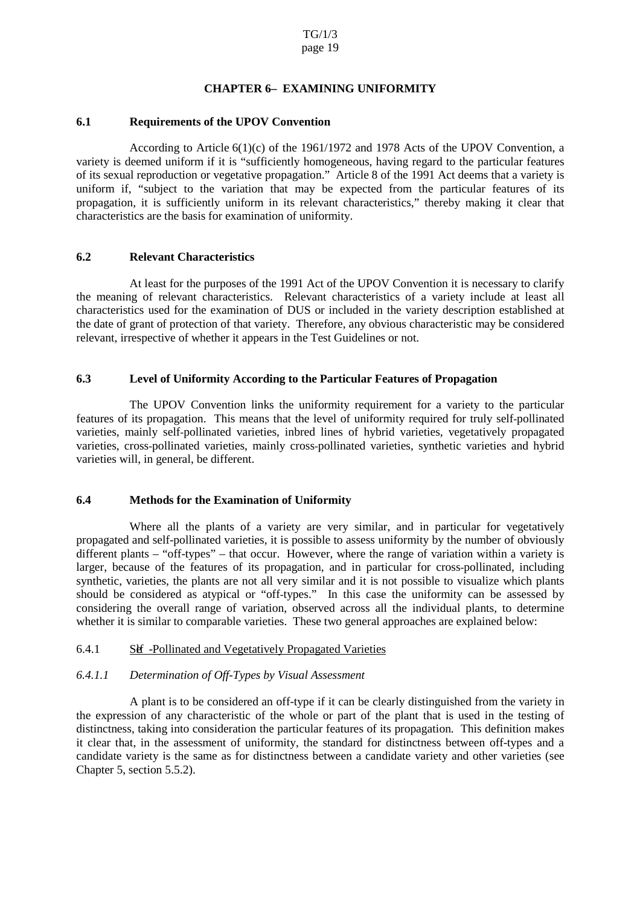## CHAPTER 6– EXAMINING UNIFORMITY

### 6.1 Requirements of the UPOV Convention

According to Article 6(1)(c) of the 1961/1972 and 1978 Acts of the UPOV Convention, a variety is deemed uniform if it is "sufficiently homogeneous, having regard to the particular features of its sexual reproduction or vegetative propagation." Article 8 of the 1991 Act deems that a variety is uniform if, "subject to the variation that may be expected from the particular features of its propagation, it is sufficiently uniform in its relevant characteristics," thereby making it clear that characteristics are the basis for examination of uniformity.

### 6.2 Relevant Characteristics

At least for the purposes of the 1991 Act of the UPOV Convention it is necessary to clarify the meaning of relevant characteristics. Relevant characteristics of a variety include at least all characteristics used for the examination of DUS or included in the variety description established at the date of grant of protection of that variety. Therefore, any obvious characteristic may be considered relevant, irrespective of whether it appears in the Test Guidelines or not.

### 6.3 Level of Uniformity According to the Particular Features of Propagation

The UPOV Convention links the uniformity requirement for a variety to the particular features of its propagation. This means that the level of uniformity required for truly self-pollinated varieties, mainly self-pollinated varieties, inbred lines of hybrid varieties, vegetatively propagated varieties, cross-pollinated varieties, mainly cross-pollinated varieties, synthetic varieties and hybrid varieties will, in general, be different.

### 6.4 Methods for the Examination of Uniformity

Where all the plants of a variety are very similar, and in particular for vegetatively propagated and self-pollinated varieties, it is possible to assess uniformity by the number of obviously different plants – "off-types" – that occur. However, where the range of variation within a variety is larger, because of the features of its propagation, and in particular for cross-pollinated, including synthetic, varieties, the plants are not all very similar and it is not possible to visualize which plants should be considered as atypical or "off-types." In this case the uniformity can be assessed by considering the overall range of variation, observed across all the individual plants, to determine whether it is similar to comparable varieties. These two general approaches are explained below:

#### 6.4.1 Self-Pollinated and Vegetatively Propagated Varieties

##### *6.4.1.1 Determination of Off-Types by Visual Assessment*

A plant is to be considered an off-type if it can be clearly distinguished from the variety in the expression of any characteristic of the whole or part of the plant that is used in the testing of distinctness, taking into consideration the particular features of its propagation. This definition makes it clear that, in the assessment of uniformity, the standard for distinctness between off-types and a candidate variety is the same as for distinctness between a candidate variety and other varieties (see Chapter 5, section 5.5.2).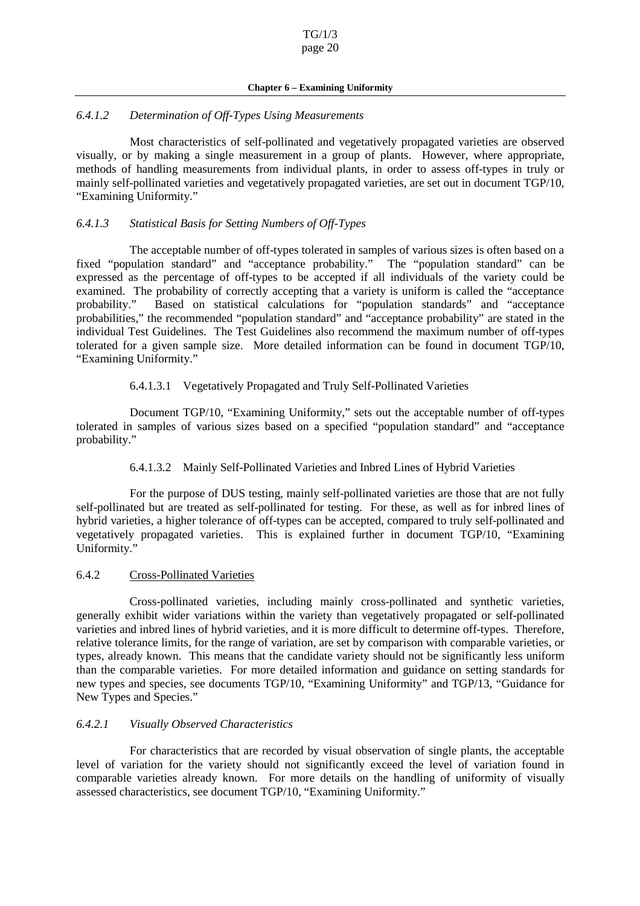#### *6.4.1.2 Determination of Off-Types Using Measurements*

Most characteristics of self-pollinated and vegetatively propagated varieties are observed visually, or by making a single measurement in a group of plants. However, where appropriate, methods of handling measurements from individual plants, in order to assess off-types in truly or mainly self-pollinated varieties and vegetatively propagated varieties, are set out in document TGP/10, "Examining Uniformity."

#### *6.4.1.3 Statistical Basis for Setting Numbers of Off-Types*

The acceptable number of off-types tolerated in samples of various sizes is often based on a fixed "population standard" and "acceptance probability." The "population standard" can be expressed as the percentage of off-types to be accepted if all individuals of the variety could be examined. The probability of correctly accepting that a variety is uniform is called the "acceptance probability." Based on statistical calculations for "population standards" and "acceptance probabilities," the recommended "population standard" and "acceptance probability" are stated in the individual Test Guidelines. The Test Guidelines also recommend the maximum number of off-types tolerated for a given sample size. More detailed information can be found in document TGP/10, "Examining Uniformity."

##### 6.4.1.3.1 Vegetatively Propagated and Truly Self-Pollinated Varieties

Document TGP/10, "Examining Uniformity," sets out the acceptable number of off-types tolerated in samples of various sizes based on a specified "population standard" and "acceptance probability."

##### 6.4.1.3.2 Mainly Self-Pollinated Varieties and Inbred Lines of Hybrid Varieties

For the purpose of DUS testing, mainly self-pollinated varieties are those that are not fully self-pollinated but are treated as self-pollinated for testing. For these, as well as for inbred lines of hybrid varieties, a higher tolerance of off-types can be accepted, compared to truly self-pollinated and vegetatively propagated varieties. This is explained further in document TGP/10, "Examining Uniformity."

### 6.4.2 Cross-Pollinated Varieties

Cross-pollinated varieties, including mainly cross-pollinated and synthetic varieties, generally exhibit wider variations within the variety than vegetatively propagated or self-pollinated varieties and inbred lines of hybrid varieties, and it is more difficult to determine off-types. Therefore, relative tolerance limits, for the range of variation, are set by comparison with comparable varieties, or types, already known. This means that the candidate variety should not be significantly less uniform than the comparable varieties. For more detailed information and guidance on setting standards for new types and species, see documents TGP/10, "Examining Uniformity" and TGP/13, "Guidance for New Types and Species."

#### *6.4.2.1 Visually Observed Characteristics*

For characteristics that are recorded by visual observation of single plants, the acceptable level of variation for the variety should not significantly exceed the level of variation found in comparable varieties already known. For more details on the handling of uniformity of visually assessed characteristics, see document TGP/10, "Examining Uniformity."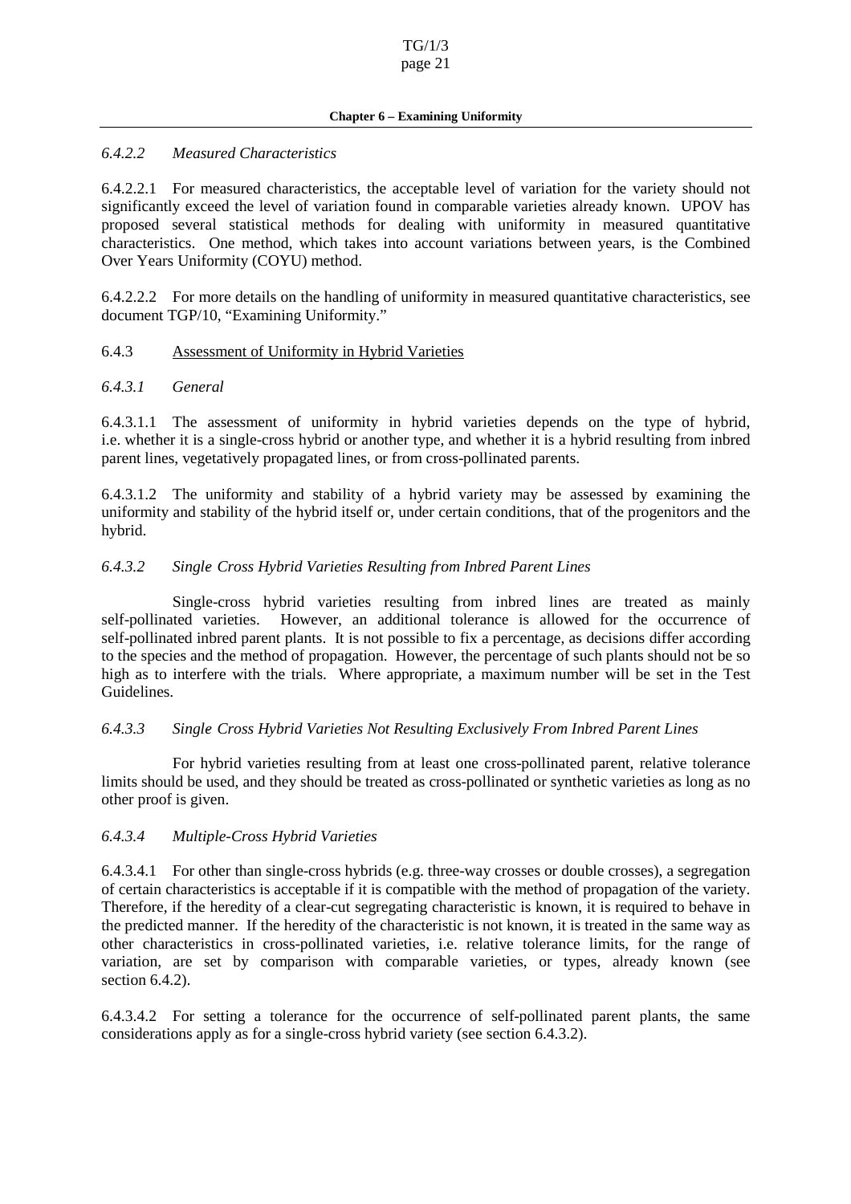#### *6.4.2.2 Measured Characteristics*

6.4.2.2.1 For measured characteristics, the acceptable level of variation for the variety should not significantly exceed the level of variation found in comparable varieties already known. UPOV has proposed several statistical methods for dealing with uniformity in measured quantitative characteristics. One method, which takes into account variations between years, is the Combined Over Years Uniformity (COYU) method.

6.4.2.2.2 For more details on the handling of uniformity in measured quantitative characteristics, see document TGP/10, "Examining Uniformity."

### 6.4.3 Assessment of Uniformity in Hybrid Varieties

#### *6.4.3.1 General*

6.4.3.1.1 The assessment of uniformity in hybrid varieties depends on the type of hybrid, i.e. whether it is a single-cross hybrid or another type, and whether it is a hybrid resulting from inbred parent lines, vegetatively propagated lines, or from cross-pollinated parents.

6.4.3.1.2 The uniformity and stability of a hybrid variety may be assessed by examining the uniformity and stability of the hybrid itself or, under certain conditions, that of the progenitors and the hybrid.

#### *6.4.3.2 Single Cross Hybrid Varieties Resulting from Inbred Parent Lines*

Single-cross hybrid varieties resulting from inbred lines are treated as mainly self-pollinated varieties. However, an additional tolerance is allowed for the occurrence of self-pollinated inbred parent plants. It is not possible to fix a percentage, as decisions differ according to the species and the method of propagation. However, the percentage of such plants should not be so high as to interfere with the trials. Where appropriate, a maximum number will be set in the Test Guidelines.

#### *6.4.3.3 Single Cross Hybrid Varieties Not Resulting Exclusively From Inbred Parent Lines*

For hybrid varieties resulting from at least one cross-pollinated parent, relative tolerance limits should be used, and they should be treated as cross-pollinated or synthetic varieties as long as no other proof is given.

#### *6.4.3.4 Multiple-Cross Hybrid Varieties*

6.4.3.4.1 For other than single-cross hybrids (e.g. three-way crosses or double crosses), a segregation of certain characteristics is acceptable if it is compatible with the method of propagation of the variety. Therefore, if the heredity of a clear-cut segregating characteristic is known, it is required to behave in the predicted manner. If the heredity of the characteristic is not known, it is treated in the same way as other characteristics in cross-pollinated varieties, i.e. relative tolerance limits, for the range of variation, are set by comparison with comparable varieties, or types, already known (see section 6.4.2).

6.4.3.4.2 For setting a tolerance for the occurrence of self-pollinated parent plants, the same considerations apply as for a single-cross hybrid variety (see section 6.4.3.2).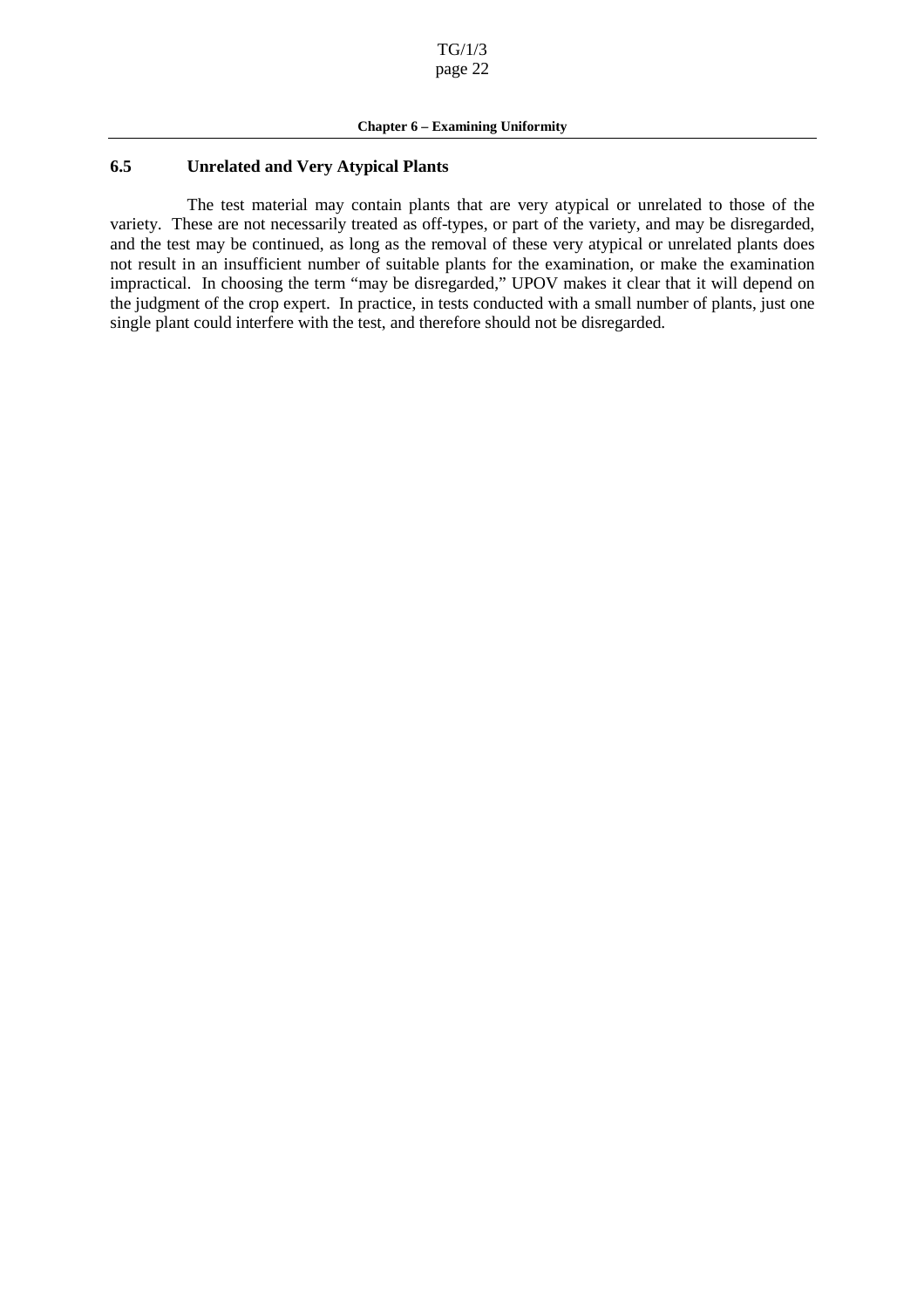## 6.5 Unrelated and Very Atypical Plants

The test material may contain plants that are very atypical or unrelated to those of the variety. These are not necessarily treated as off-types, or part of the variety, and may be disregarded, and the test may be continued, as long as the removal of these very atypical or unrelated plants does not result in an insufficient number of suitable plants for the examination, or make the examination impractical. In choosing the term "may be disregarded," UPOV makes it clear that it will depend on the judgment of the crop expert. In practice, in tests conducted with a small number of plants, just one single plant could interfere with the test, and therefore should not be disregarded.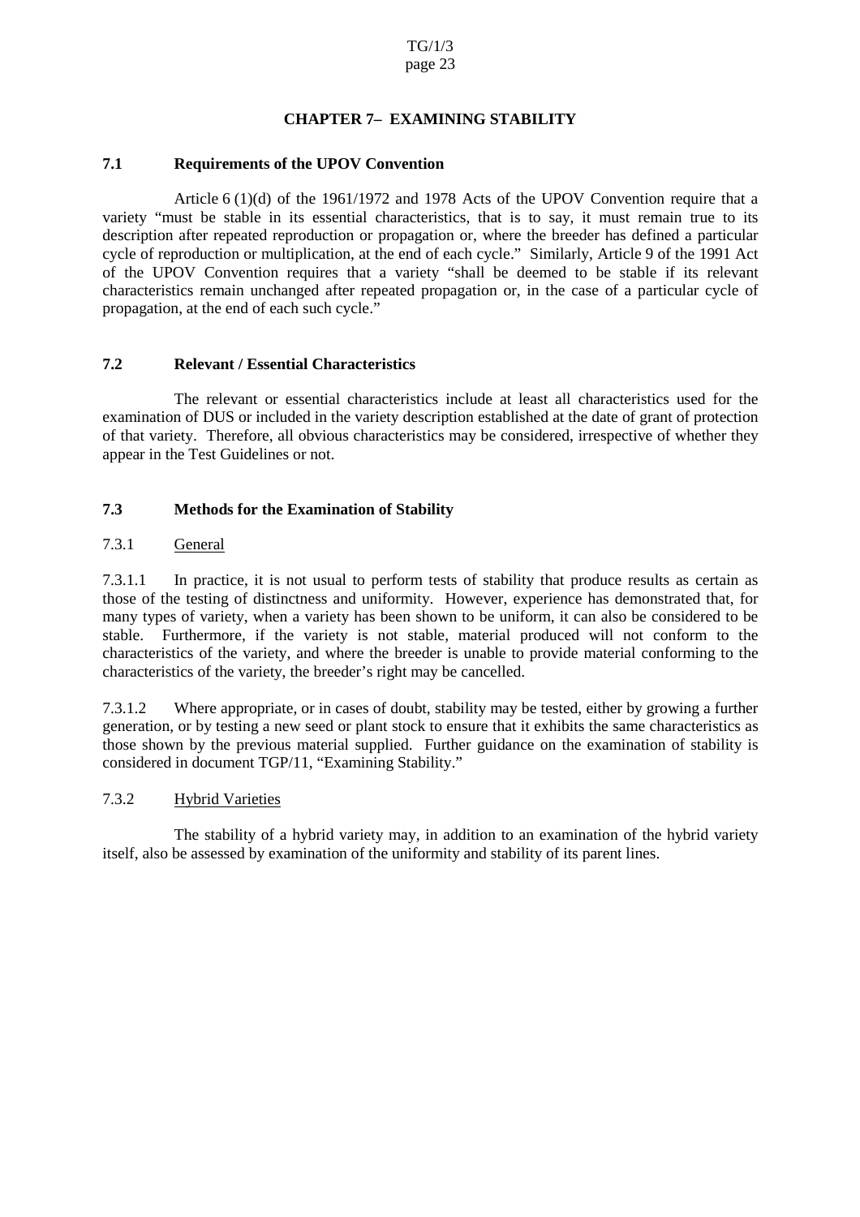# CHAPTER 7– EXAMINING STABILITY

## 7.1 Requirements of the UPOV Convention

Article 6 (1)(d) of the 1961/1972 and 1978 Acts of the UPOV Convention require that a variety "must be stable in its essential characteristics, that is to say, it must remain true to its description after repeated reproduction or propagation or, where the breeder has defined a particular cycle of reproduction or multiplication, at the end of each cycle." Similarly, Article 9 of the 1991 Act of the UPOV Convention requires that a variety "shall be deemed to be stable if its relevant characteristics remain unchanged after repeated propagation or, in the case of a particular cycle of propagation, at the end of each such cycle."

## 7.2 Relevant / Essential Characteristics

The relevant or essential characteristics include at least all characteristics used for the examination of DUS or included in the variety description established at the date of grant of protection of that variety. Therefore, all obvious characteristics may be considered, irrespective of whether they appear in the Test Guidelines or not.

## 7.3 Methods for the Examination of Stability

### 7.3.1 General

7.3.1.1 In practice, it is not usual to perform tests of stability that produce results as certain as those of the testing of distinctness and uniformity. However, experience has demonstrated that, for many types of variety, when a variety has been shown to be uniform, it can also be considered to be stable. Furthermore, if the variety is not stable, material produced will not conform to the characteristics of the variety, and where the breeder is unable to provide material conforming to the characteristics of the variety, the breeder's right may be cancelled.

7.3.1.2 Where appropriate, or in cases of doubt, stability may be tested, either by growing a further generation, or by testing a new seed or plant stock to ensure that it exhibits the same characteristics as those shown by the previous material supplied. Further guidance on the examination of stability is considered in document TGP/11, "Examining Stability."

### 7.3.2 Hybrid Varieties

The stability of a hybrid variety may, in addition to an examination of the hybrid variety itself, also be assessed by examination of the uniformity and stability of its parent lines.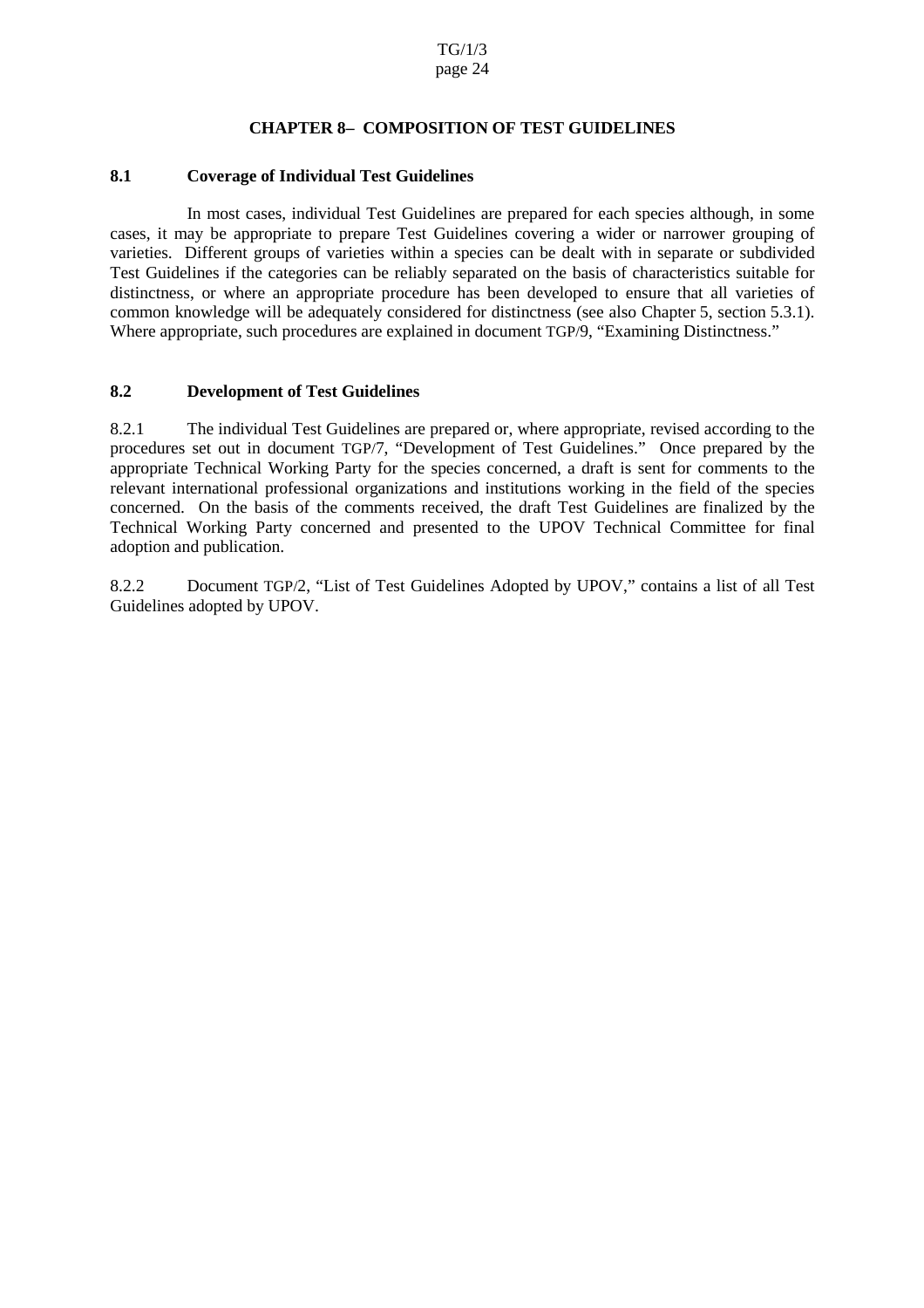## CHAPTER 8– COMPOSITION OF TEST GUIDELINES

### 8.1 Coverage of Individual Test Guidelines

In most cases, individual Test Guidelines are prepared for each species although, in some cases, it may be appropriate to prepare Test Guidelines covering a wider or narrower grouping of varieties. Different groups of varieties within a species can be dealt with in separate or subdivided Test Guidelines if the categories can be reliably separated on the basis of characteristics suitable for distinctness, or where an appropriate procedure has been developed to ensure that all varieties of common knowledge will be adequately considered for distinctness (see also Chapter 5, section 5.3.1). Where appropriate, such procedures are explained in document TGP/9, "Examining Distinctness."

### 8.2 Development of Test Guidelines

8.2.1 The individual Test Guidelines are prepared or, where appropriate, revised according to the procedures set out in document TGP/7, "Development of Test Guidelines." Once prepared by the appropriate Technical Working Party for the species concerned, a draft is sent for comments to the relevant international professional organizations and institutions working in the field of the species concerned. On the basis of the comments received, the draft Test Guidelines are finalized by the Technical Working Party concerned and presented to the UPOV Technical Committee for final adoption and publication.

8.2.2 Document TGP/2, "List of Test Guidelines Adopted by UPOV," contains a list of all Test Guidelines adopted by UPOV.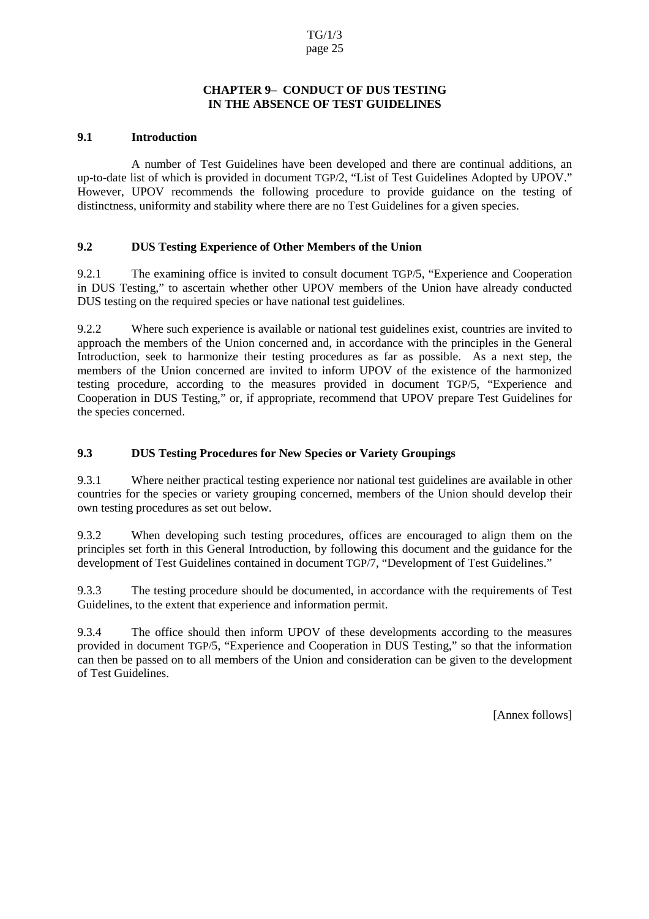## CHAPTER 9– CONDUCT OF DUS TESTING IN THE ABSENCE OF TEST GUIDELINES

### 9.1 Introduction

A number of Test Guidelines have been developed and there are continual additions, an up-to-date list of which is provided in document TGP/2, "List of Test Guidelines Adopted by UPOV." However, UPOV recommends the following procedure to provide guidance on the testing of distinctness, uniformity and stability where there are no Test Guidelines for a given species.

### 9.2 DUS Testing Experience of Other Members of the Union

9.2.1 The examining office is invited to consult document TGP/5, "Experience and Cooperation in DUS Testing," to ascertain whether other UPOV members of the Union have already conducted DUS testing on the required species or have national test guidelines.

9.2.2 Where such experience is available or national test guidelines exist, countries are invited to approach the members of the Union concerned and, in accordance with the principles in the General Introduction, seek to harmonize their testing procedures as far as possible. As a next step, the members of the Union concerned are invited to inform UPOV of the existence of the harmonized testing procedure, according to the measures provided in document TGP/5, "Experience and Cooperation in DUS Testing," or, if appropriate, recommend that UPOV prepare Test Guidelines for the species concerned.

### 9.3 DUS Testing Procedures for New Species or Variety Groupings

9.3.1 Where neither practical testing experience nor national test guidelines are available in other countries for the species or variety grouping concerned, members of the Union should develop their own testing procedures as set out below.

9.3.2 When developing such testing procedures, offices are encouraged to align them on the principles set forth in this General Introduction, by following this document and the guidance for the development of Test Guidelines contained in document TGP/7, "Development of Test Guidelines."

9.3.3 The testing procedure should be documented, in accordance with the requirements of Test Guidelines, to the extent that experience and information permit.

9.3.4 The office should then inform UPOV of these developments according to the measures provided in document TGP/5, "Experience and Cooperation in DUS Testing," so that the information can then be passed on to all members of the Union and consideration can be given to the development of Test Guidelines.

[Annex follows]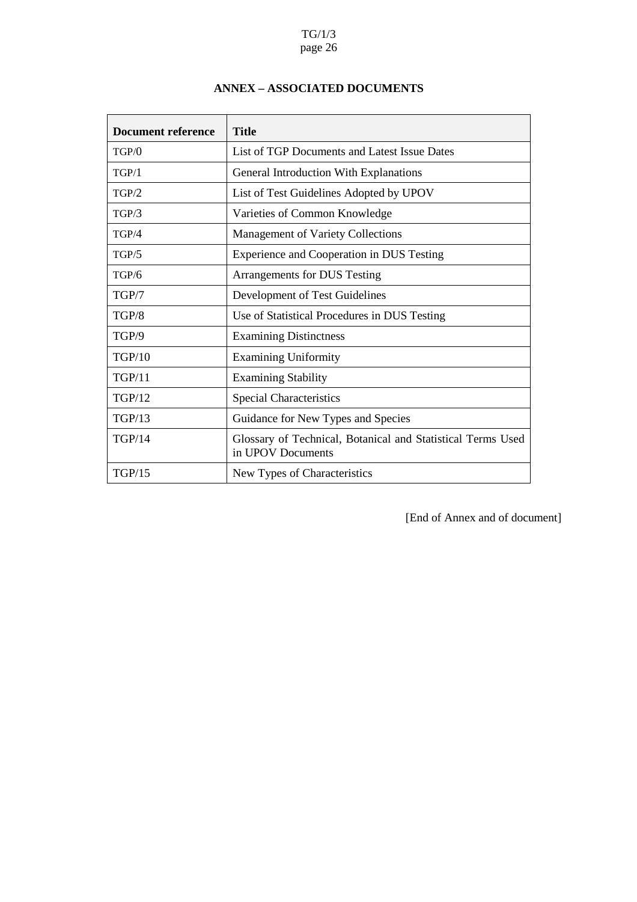## ANNEX – ASSOCIATED DOCUMENTS

| Document reference | Title |
|---|---|
| TGP/0 | List of TGP Documents and Latest Issue Dates |
| TGP/1 | General Introduction With Explanations |
| TGP/2 | List of Test Guidelines Adopted by UPOV |
| TGP/3 | Varieties of Common Knowledge |
| TGP/4 | Management of Variety Collections |
| TGP/5 | Experience and Cooperation in DUS Testing |
| TGP/6 | Arrangements for DUS Testing |
| TGP/7 | Development of Test Guidelines |
| TGP/8 | Use of Statistical Procedures in DUS Testing |
| TGP/9 | Examining Distinctness |
| TGP/10 | Examining Uniformity |
| TGP/11 | Examining Stability |
| TGP/12 | Special Characteristics |
| TGP/13 | Guidance for New Types and Species |
| TGP/14 | Glossary of Technical, Botanical and Statistical Terms Used in UPOV Documents |
| TGP/15 | New Types of Characteristics |

[End of Annex and of document]